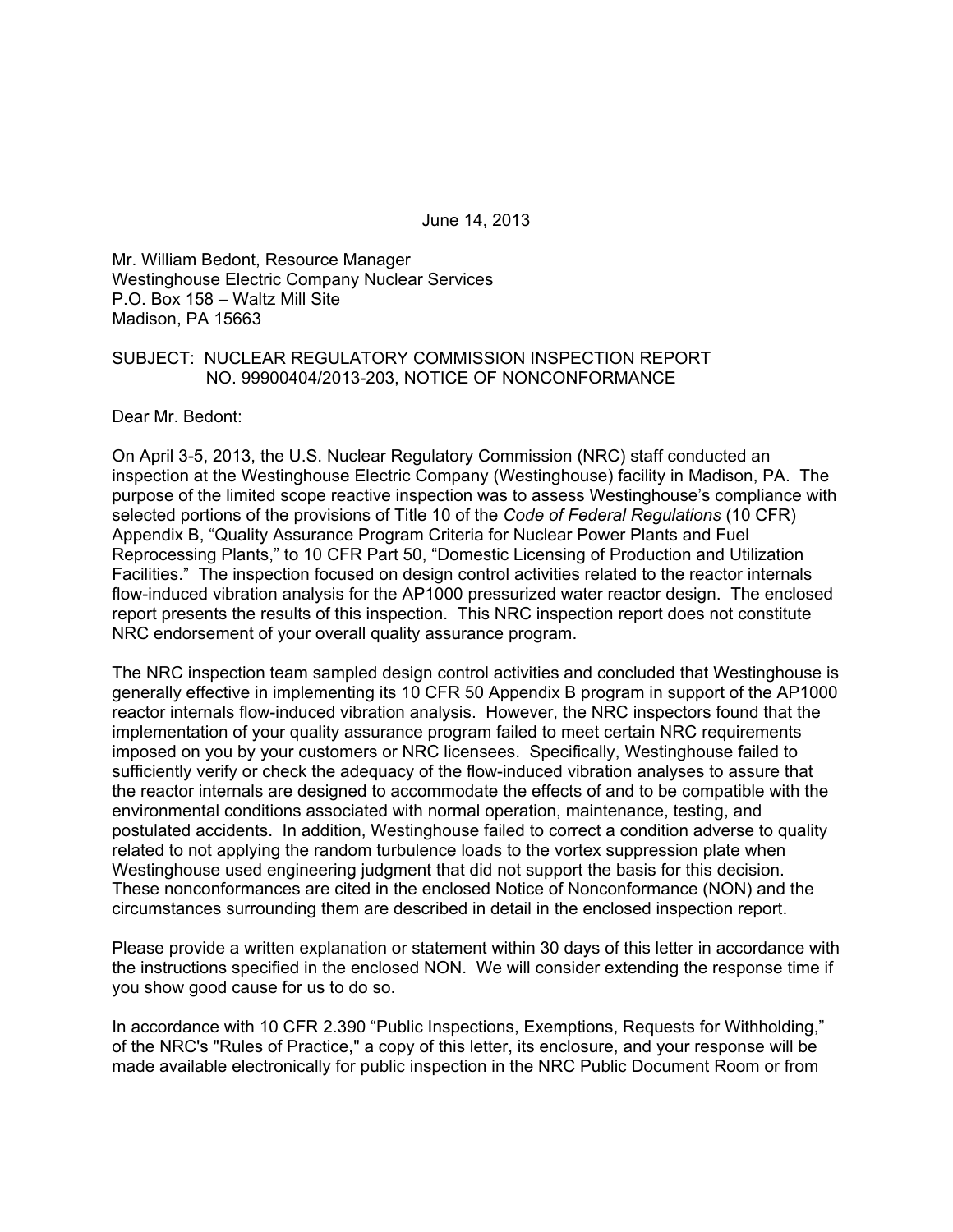June 14, 2013

Mr. William Bedont, Resource Manager
Westinghouse Electric Company Nuclear Services
P.O. Box 158 – Waltz Mill Site
Madison, PA 15663

SUBJECT: NUCLEAR REGULATORY COMMISSION INSPECTION REPORT NO. 99900404/2013-203, NOTICE OF NONCONFORMANCE

Dear Mr. Bedont:

On April 3-5, 2013, the U.S. Nuclear Regulatory Commission (NRC) staff conducted an inspection at the Westinghouse Electric Company (Westinghouse) facility in Madison, PA. The purpose of the limited scope reactive inspection was to assess Westinghouse's compliance with selected portions of the provisions of Title 10 of the *Code of Federal Regulations* (10 CFR) Appendix B, "Quality Assurance Program Criteria for Nuclear Power Plants and Fuel Reprocessing Plants," to 10 CFR Part 50, "Domestic Licensing of Production and Utilization Facilities." The inspection focused on design control activities related to the reactor internals flow-induced vibration analysis for the AP1000 pressurized water reactor design. The enclosed report presents the results of this inspection. This NRC inspection report does not constitute NRC endorsement of your overall quality assurance program.

The NRC inspection team sampled design control activities and concluded that Westinghouse is generally effective in implementing its 10 CFR 50 Appendix B program in support of the AP1000 reactor internals flow-induced vibration analysis. However, the NRC inspectors found that the implementation of your quality assurance program failed to meet certain NRC requirements imposed on you by your customers or NRC licensees. Specifically, Westinghouse failed to sufficiently verify or check the adequacy of the flow-induced vibration analyses to assure that the reactor internals are designed to accommodate the effects of and to be compatible with the environmental conditions associated with normal operation, maintenance, testing, and postulated accidents. In addition, Westinghouse failed to correct a condition adverse to quality related to not applying the random turbulence loads to the vortex suppression plate when Westinghouse used engineering judgment that did not support the basis for this decision. These nonconformances are cited in the enclosed Notice of Nonconformance (NON) and the circumstances surrounding them are described in detail in the enclosed inspection report.

Please provide a written explanation or statement within 30 days of this letter in accordance with the instructions specified in the enclosed NON. We will consider extending the response time if you show good cause for us to do so.

In accordance with 10 CFR 2.390 "Public Inspections, Exemptions, Requests for Withholding," of the NRC's "Rules of Practice," a copy of this letter, its enclosure, and your response will be made available electronically for public inspection in the NRC Public Document Room or from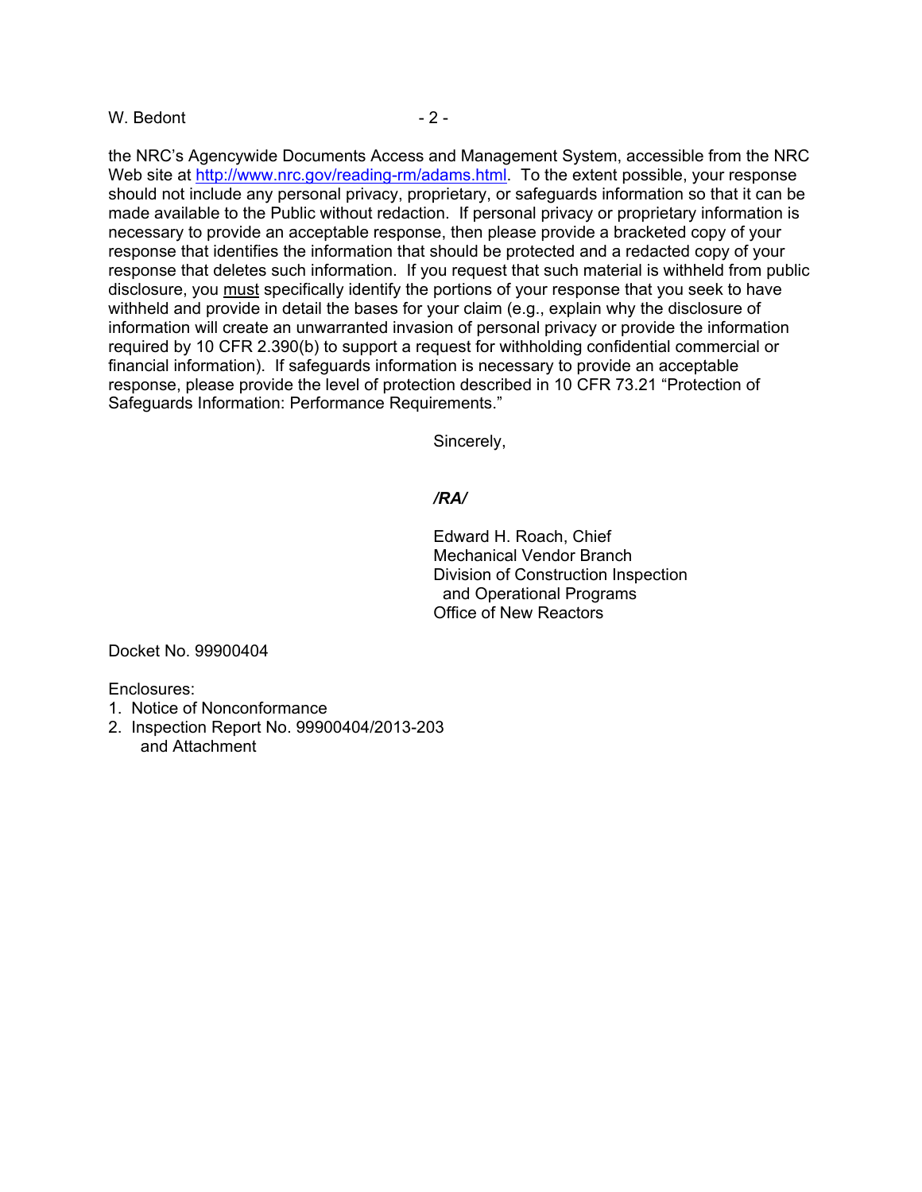the NRC's Agencywide Documents Access and Management System, accessible from the NRC Web site at http://www.nrc.gov/reading-rm/adams.html. To the extent possible, your response should not include any personal privacy, proprietary, or safeguards information so that it can be made available to the Public without redaction. If personal privacy or proprietary information is necessary to provide an acceptable response, then please provide a bracketed copy of your response that identifies the information that should be protected and a redacted copy of your response that deletes such information. If you request that such material is withheld from public disclosure, you must specifically identify the portions of your response that you seek to have withheld and provide in detail the bases for your claim (e.g., explain why the disclosure of information will create an unwarranted invasion of personal privacy or provide the information required by 10 CFR 2.390(b) to support a request for withholding confidential commercial or financial information). If safeguards information is necessary to provide an acceptable response, please provide the level of protection described in 10 CFR 73.21 "Protection of Safeguards Information: Performance Requirements."

Sincerely,

*/RA/*

Edward H. Roach, Chief
Mechanical Vendor Branch
Division of Construction Inspection
and Operational Programs
Office of New Reactors

Docket No. 99900404

Enclosures:

1. Notice of Nonconformance
2. Inspection Report No. 99900404/2013-203
   and Attachment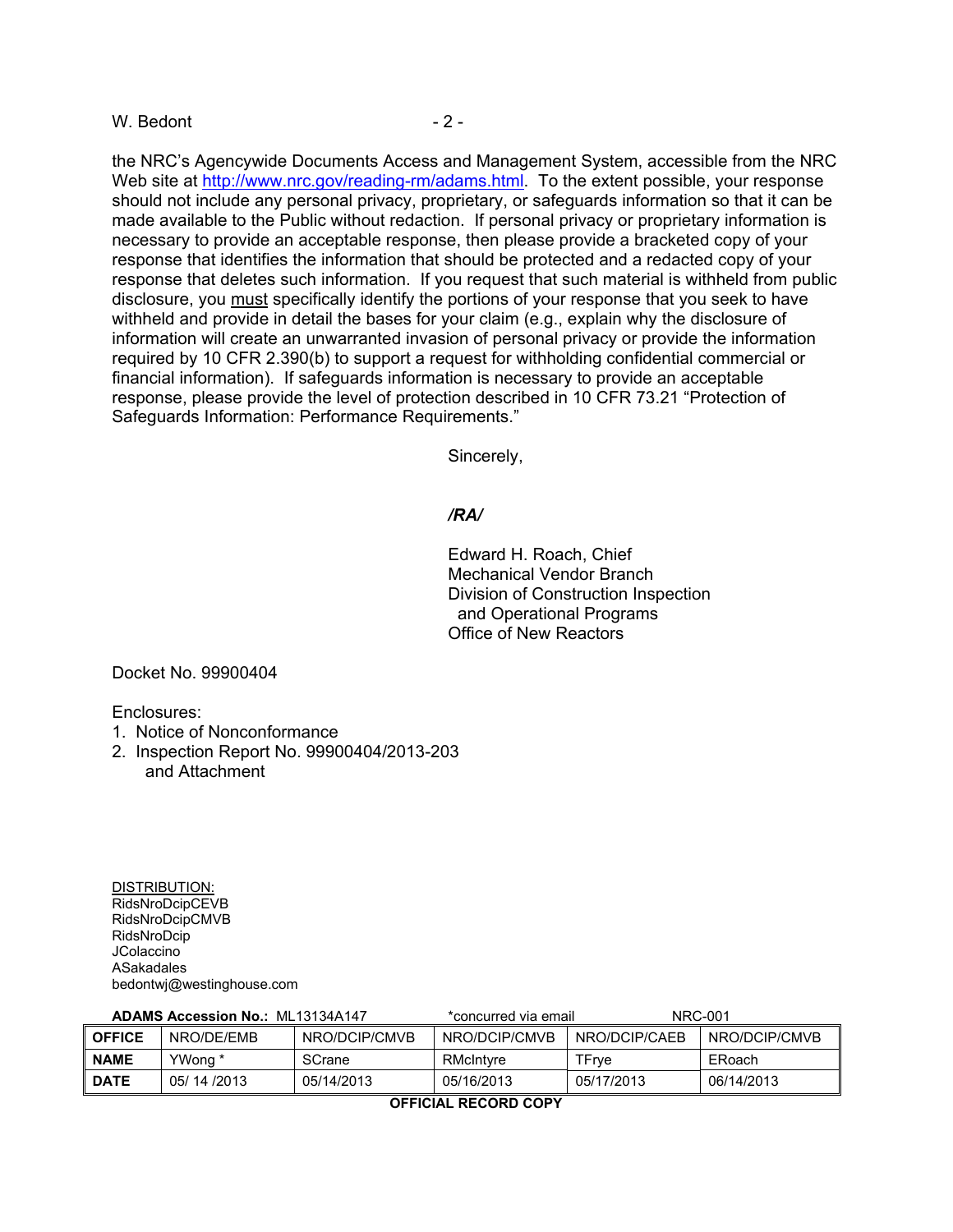the NRC's Agencywide Documents Access and Management System, accessible from the NRC Web site at http://www.nrc.gov/reading-rm/adams.html. To the extent possible, your response should not include any personal privacy, proprietary, or safeguards information so that it can be made available to the Public without redaction. If personal privacy or proprietary information is necessary to provide an acceptable response, then please provide a bracketed copy of your response that identifies the information that should be protected and a redacted copy of your response that deletes such information. If you request that such material is withheld from public disclosure, you must specifically identify the portions of your response that you seek to have withheld and provide in detail the bases for your claim (e.g., explain why the disclosure of information will create an unwarranted invasion of personal privacy or provide the information required by 10 CFR 2.390(b) to support a request for withholding confidential commercial or financial information). If safeguards information is necessary to provide an acceptable response, please provide the level of protection described in 10 CFR 73.21 "Protection of Safeguards Information: Performance Requirements."

Sincerely,

*/RA/*

Edward H. Roach, Chief
Mechanical Vendor Branch
Division of Construction Inspection
and Operational Programs
Office of New Reactors

Docket No. 99900404

Enclosures:
1. Notice of Nonconformance
2. Inspection Report No. 99900404/2013-203
   and Attachment

DISTRIBUTION:
RidsNroDcipCEVB
RidsNroDcipCMVB
RidsNroDcip
JColaccino
ASakadales
bedontwj@westinghouse.com

**ADAMS Accession No.:** ML13134A147 *concurred via email NRC-001

| OFFICE | NRO/DE/EMB | NRO/DCIP/CMVB | NRO/DCIP/CMVB | NRO/DCIP/CAEB | NRO/DCIP/CMVB |
|---|---|---|---|---|---|
| NAME | YWong * | SCrane | RMcIntyre | TFrye | ERoach |
| DATE | 05/ 14 /2013 | 05/14/2013 | 05/16/2013 | 05/17/2013 | 06/14/2013 |

**OFFICIAL RECORD COPY**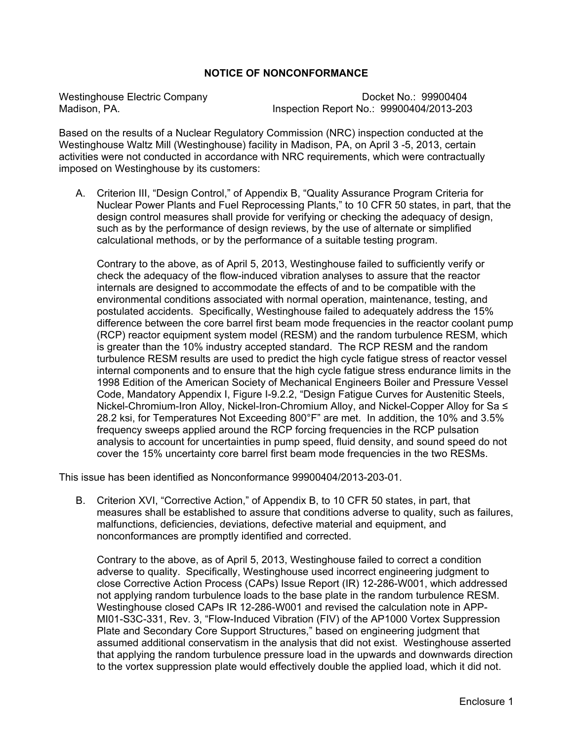## NOTICE OF NONCONFORMANCE

Westinghouse Electric Company
Madison, PA.

Docket No.: 99900404
Inspection Report No.: 99900404/2013-203

Based on the results of a Nuclear Regulatory Commission (NRC) inspection conducted at the Westinghouse Waltz Mill (Westinghouse) facility in Madison, PA, on April 3 -5, 2013, certain activities were not conducted in accordance with NRC requirements, which were contractually imposed on Westinghouse by its customers:

A. Criterion III, "Design Control," of Appendix B, "Quality Assurance Program Criteria for Nuclear Power Plants and Fuel Reprocessing Plants," to 10 CFR 50 states, in part, that the design control measures shall provide for verifying or checking the adequacy of design, such as by the performance of design reviews, by the use of alternate or simplified calculational methods, or by the performance of a suitable testing program.

   Contrary to the above, as of April 5, 2013, Westinghouse failed to sufficiently verify or check the adequacy of the flow-induced vibration analyses to assure that the reactor internals are designed to accommodate the effects of and to be compatible with the environmental conditions associated with normal operation, maintenance, testing, and postulated accidents. Specifically, Westinghouse failed to adequately address the 15% difference between the core barrel first beam mode frequencies in the reactor coolant pump (RCP) reactor equipment system model (RESM) and the random turbulence RESM, which is greater than the 10% industry accepted standard. The RCP RESM and the random turbulence RESM results are used to predict the high cycle fatigue stress of reactor vessel internal components and to ensure that the high cycle fatigue stress endurance limits in the 1998 Edition of the American Society of Mechanical Engineers Boiler and Pressure Vessel Code, Mandatory Appendix I, Figure I-9.2.2, "Design Fatigue Curves for Austenitic Steels, Nickel-Chromium-Iron Alloy, Nickel-Iron-Chromium Alloy, and Nickel-Copper Alloy for Sa ≤ 28.2 ksi, for Temperatures Not Exceeding 800°F" are met. In addition, the 10% and 3.5% frequency sweeps applied around the RCP forcing frequencies in the RCP pulsation analysis to account for uncertainties in pump speed, fluid density, and sound speed do not cover the 15% uncertainty core barrel first beam mode frequencies in the two RESMs.

This issue has been identified as Nonconformance 99900404/2013-203-01.

B. Criterion XVI, "Corrective Action," of Appendix B, to 10 CFR 50 states, in part, that measures shall be established to assure that conditions adverse to quality, such as failures, malfunctions, deficiencies, deviations, defective material and equipment, and nonconformances are promptly identified and corrected.

   Contrary to the above, as of April 5, 2013, Westinghouse failed to correct a condition adverse to quality. Specifically, Westinghouse used incorrect engineering judgment to close Corrective Action Process (CAPs) Issue Report (IR) 12-286-W001, which addressed not applying random turbulence loads to the base plate in the random turbulence RESM. Westinghouse closed CAPs IR 12-286-W001 and revised the calculation note in APP-MI01-S3C-331, Rev. 3, "Flow-Induced Vibration (FIV) of the AP1000 Vortex Suppression Plate and Secondary Core Support Structures," based on engineering judgment that assumed additional conservatism in the analysis that did not exist. Westinghouse asserted that applying the random turbulence pressure load in the upwards and downwards direction to the vortex suppression plate would effectively double the applied load, which it did not.

Enclosure 1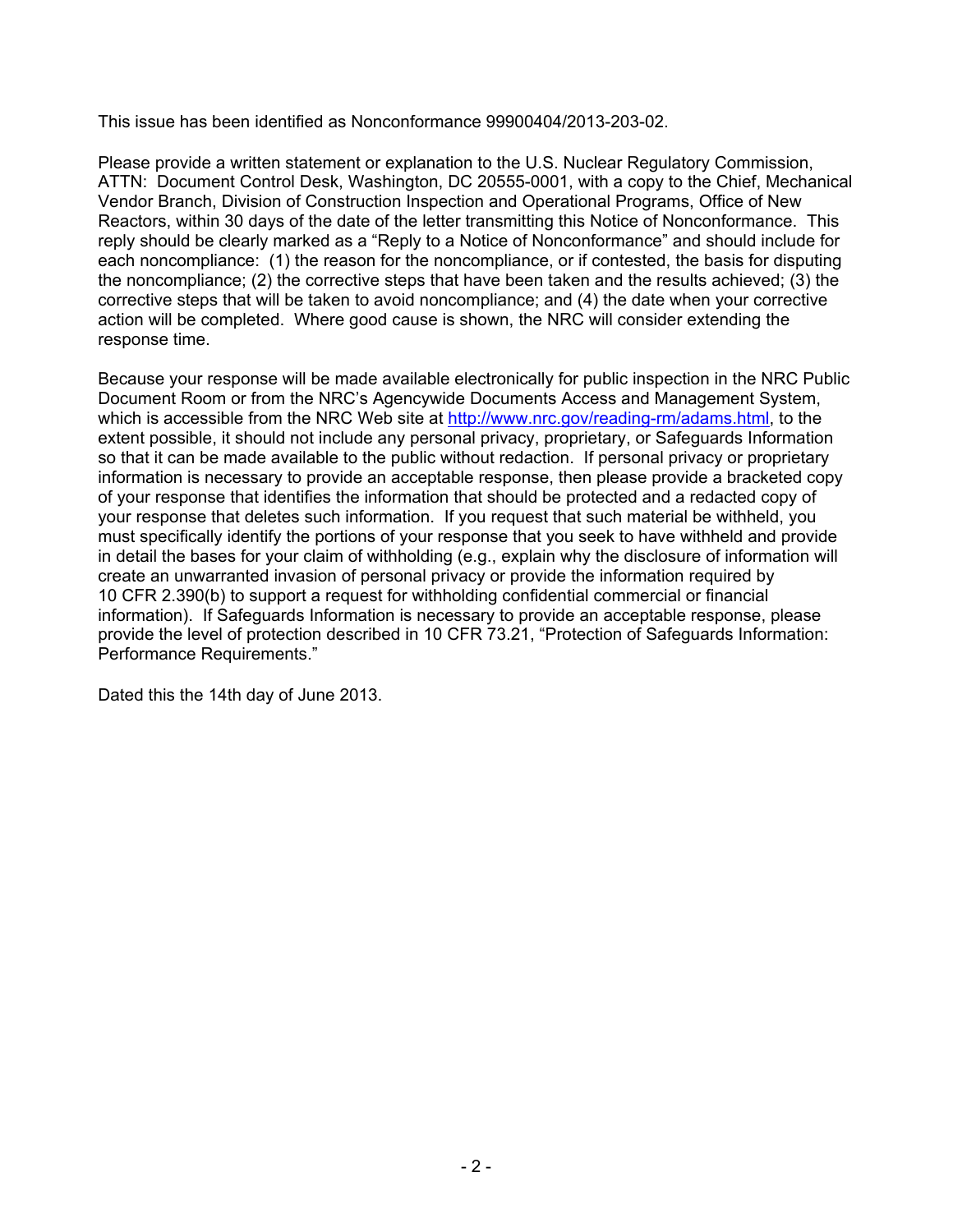This issue has been identified as Nonconformance 99900404/2013-203-02.

Please provide a written statement or explanation to the U.S. Nuclear Regulatory Commission, ATTN: Document Control Desk, Washington, DC 20555-0001, with a copy to the Chief, Mechanical Vendor Branch, Division of Construction Inspection and Operational Programs, Office of New Reactors, within 30 days of the date of the letter transmitting this Notice of Nonconformance. This reply should be clearly marked as a "Reply to a Notice of Nonconformance" and should include for each noncompliance: (1) the reason for the noncompliance, or if contested, the basis for disputing the noncompliance; (2) the corrective steps that have been taken and the results achieved; (3) the corrective steps that will be taken to avoid noncompliance; and (4) the date when your corrective action will be completed. Where good cause is shown, the NRC will consider extending the response time.

Because your response will be made available electronically for public inspection in the NRC Public Document Room or from the NRC's Agencywide Documents Access and Management System, which is accessible from the NRC Web site at http://www.nrc.gov/reading-rm/adams.html, to the extent possible, it should not include any personal privacy, proprietary, or Safeguards Information so that it can be made available to the public without redaction. If personal privacy or proprietary information is necessary to provide an acceptable response, then please provide a bracketed copy of your response that identifies the information that should be protected and a redacted copy of your response that deletes such information. If you request that such material be withheld, you must specifically identify the portions of your response that you seek to have withheld and provide in detail the bases for your claim of withholding (e.g., explain why the disclosure of information will create an unwarranted invasion of personal privacy or provide the information required by 10 CFR 2.390(b) to support a request for withholding confidential commercial or financial information). If Safeguards Information is necessary to provide an acceptable response, please provide the level of protection described in 10 CFR 73.21, "Protection of Safeguards Information: Performance Requirements."

Dated this the 14th day of June 2013.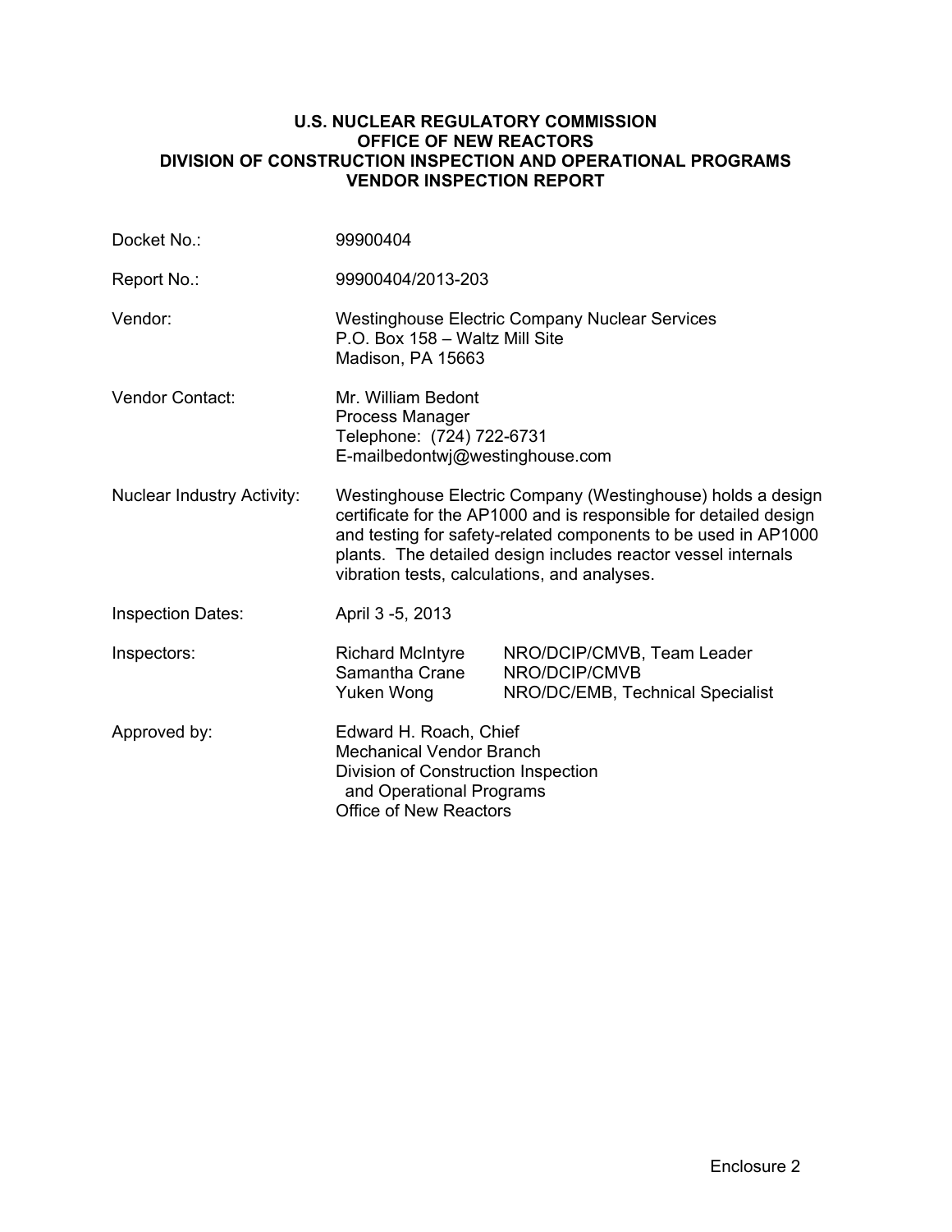**U.S. NUCLEAR REGULATORY COMMISSION**
**OFFICE OF NEW REACTORS**
**DIVISION OF CONSTRUCTION INSPECTION AND OPERATIONAL PROGRAMS**
**VENDOR INSPECTION REPORT**

| | | |
|---|---|---|
| Docket No.: | 99900404 | |
| Report No.: | 99900404/2013-203 | |
| Vendor: | Westinghouse Electric Company Nuclear Services<br>P.O. Box 158 – Waltz Mill Site<br>Madison, PA 15663 | |
| Vendor Contact: | Mr. William Bedont<br>Process Manager<br>Telephone: (724) 722-6731<br>E-mailbedontwj@westinghouse.com | |
| Nuclear Industry Activity: | Westinghouse Electric Company (Westinghouse) holds a design certificate for the AP1000 and is responsible for detailed design and testing for safety-related components to be used in AP1000 plants. The detailed design includes reactor vessel internals vibration tests, calculations, and analyses. | |
| Inspection Dates: | April 3 -5, 2013 | |
| Inspectors: | Richard McIntyre | NRO/DCIP/CMVB, Team Leader |
| | Samantha Crane | NRO/DCIP/CMVB |
| | Yuken Wong | NRO/DC/EMB, Technical Specialist |
| Approved by: | Edward H. Roach, Chief<br>Mechanical Vendor Branch<br>Division of Construction Inspection and Operational Programs<br>Office of New Reactors | |

Enclosure 2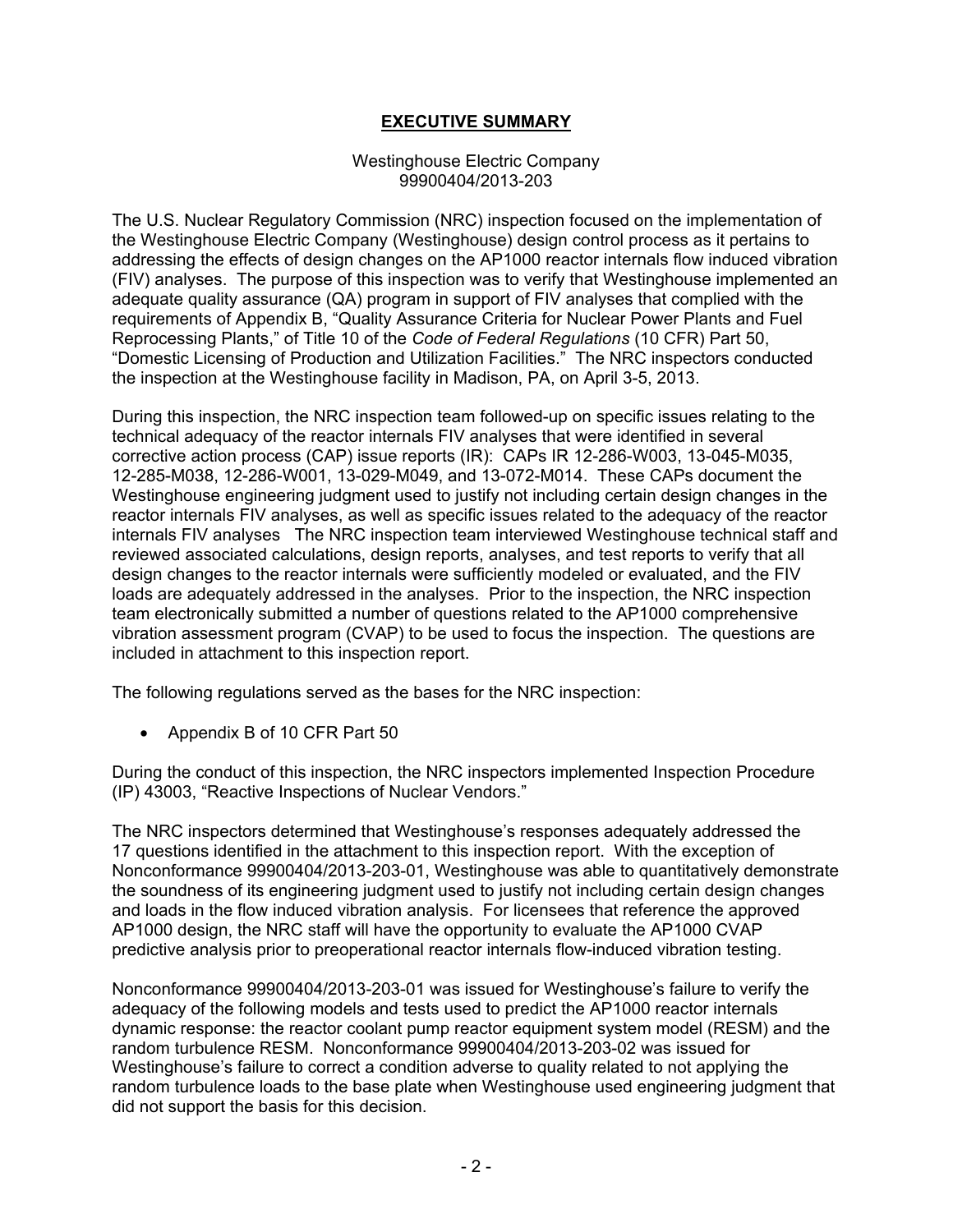# EXECUTIVE SUMMARY

Westinghouse Electric Company
99900404/2013-203

The U.S. Nuclear Regulatory Commission (NRC) inspection focused on the implementation of the Westinghouse Electric Company (Westinghouse) design control process as it pertains to addressing the effects of design changes on the AP1000 reactor internals flow induced vibration (FIV) analyses. The purpose of this inspection was to verify that Westinghouse implemented an adequate quality assurance (QA) program in support of FIV analyses that complied with the requirements of Appendix B, "Quality Assurance Criteria for Nuclear Power Plants and Fuel Reprocessing Plants," of Title 10 of the *Code of Federal Regulations* (10 CFR) Part 50, "Domestic Licensing of Production and Utilization Facilities." The NRC inspectors conducted the inspection at the Westinghouse facility in Madison, PA, on April 3-5, 2013.

During this inspection, the NRC inspection team followed-up on specific issues relating to the technical adequacy of the reactor internals FIV analyses that were identified in several corrective action process (CAP) issue reports (IR): CAPs IR 12-286-W003, 13-045-M035, 12-285-M038, 12-286-W001, 13-029-M049, and 13-072-M014. These CAPs document the Westinghouse engineering judgment used to justify not including certain design changes in the reactor internals FIV analyses, as well as specific issues related to the adequacy of the reactor internals FIV analyses The NRC inspection team interviewed Westinghouse technical staff and reviewed associated calculations, design reports, analyses, and test reports to verify that all design changes to the reactor internals were sufficiently modeled or evaluated, and the FIV loads are adequately addressed in the analyses. Prior to the inspection, the NRC inspection team electronically submitted a number of questions related to the AP1000 comprehensive vibration assessment program (CVAP) to be used to focus the inspection. The questions are included in attachment to this inspection report.

The following regulations served as the bases for the NRC inspection:

- Appendix B of 10 CFR Part 50

During the conduct of this inspection, the NRC inspectors implemented Inspection Procedure (IP) 43003, "Reactive Inspections of Nuclear Vendors."

The NRC inspectors determined that Westinghouse's responses adequately addressed the 17 questions identified in the attachment to this inspection report. With the exception of Nonconformance 99900404/2013-203-01, Westinghouse was able to quantitatively demonstrate the soundness of its engineering judgment used to justify not including certain design changes and loads in the flow induced vibration analysis. For licensees that reference the approved AP1000 design, the NRC staff will have the opportunity to evaluate the AP1000 CVAP predictive analysis prior to preoperational reactor internals flow-induced vibration testing.

Nonconformance 99900404/2013-203-01 was issued for Westinghouse's failure to verify the adequacy of the following models and tests used to predict the AP1000 reactor internals dynamic response: the reactor coolant pump reactor equipment system model (RESM) and the random turbulence RESM. Nonconformance 99900404/2013-203-02 was issued for Westinghouse's failure to correct a condition adverse to quality related to not applying the random turbulence loads to the base plate when Westinghouse used engineering judgment that did not support the basis for this decision.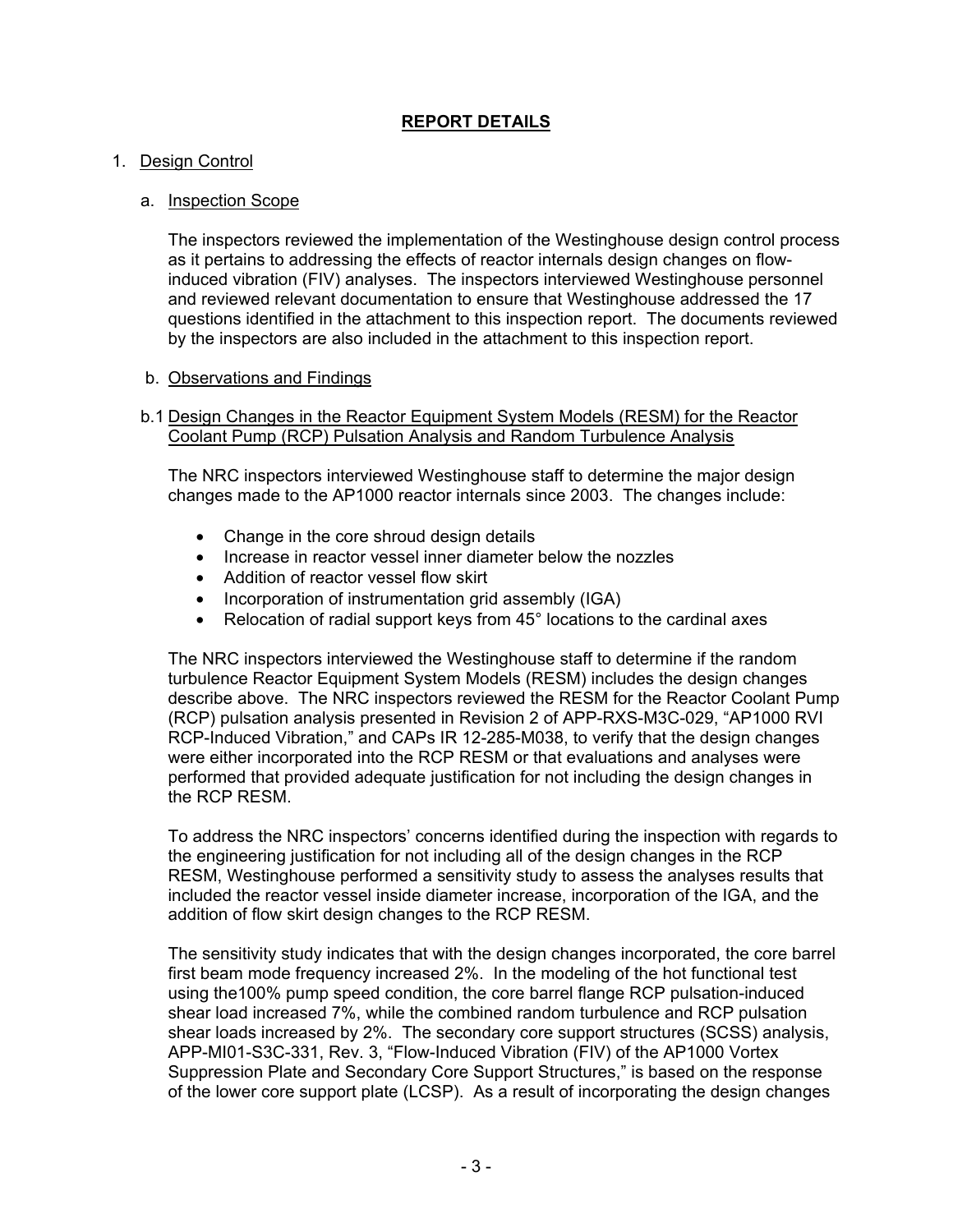# REPORT DETAILS

1. Design Control

   a. Inspection Scope

   The inspectors reviewed the implementation of the Westinghouse design control process as it pertains to addressing the effects of reactor internals design changes on flow-induced vibration (FIV) analyses. The inspectors interviewed Westinghouse personnel and reviewed relevant documentation to ensure that Westinghouse addressed the 17 questions identified in the attachment to this inspection report. The documents reviewed by the inspectors are also included in the attachment to this inspection report.

   b. Observations and Findings

   b.1 Design Changes in the Reactor Equipment System Models (RESM) for the Reactor Coolant Pump (RCP) Pulsation Analysis and Random Turbulence Analysis

   The NRC inspectors interviewed Westinghouse staff to determine the major design changes made to the AP1000 reactor internals since 2003. The changes include:

   - Change in the core shroud design details
   - Increase in reactor vessel inner diameter below the nozzles
   - Addition of reactor vessel flow skirt
   - Incorporation of instrumentation grid assembly (IGA)
   - Relocation of radial support keys from 45° locations to the cardinal axes

   The NRC inspectors interviewed the Westinghouse staff to determine if the random turbulence Reactor Equipment System Models (RESM) includes the design changes describe above. The NRC inspectors reviewed the RESM for the Reactor Coolant Pump (RCP) pulsation analysis presented in Revision 2 of APP-RXS-M3C-029, "AP1000 RVI RCP-Induced Vibration," and CAPs IR 12-285-M038, to verify that the design changes were either incorporated into the RCP RESM or that evaluations and analyses were performed that provided adequate justification for not including the design changes in the RCP RESM.

   To address the NRC inspectors' concerns identified during the inspection with regards to the engineering justification for not including all of the design changes in the RCP RESM, Westinghouse performed a sensitivity study to assess the analyses results that included the reactor vessel inside diameter increase, incorporation of the IGA, and the addition of flow skirt design changes to the RCP RESM.

   The sensitivity study indicates that with the design changes incorporated, the core barrel first beam mode frequency increased 2%. In the modeling of the hot functional test using the100% pump speed condition, the core barrel flange RCP pulsation-induced shear load increased 7%, while the combined random turbulence and RCP pulsation shear loads increased by 2%. The secondary core support structures (SCSS) analysis, APP-MI01-S3C-331, Rev. 3, "Flow-Induced Vibration (FIV) of the AP1000 Vortex Suppression Plate and Secondary Core Support Structures," is based on the response of the lower core support plate (LCSP). As a result of incorporating the design changes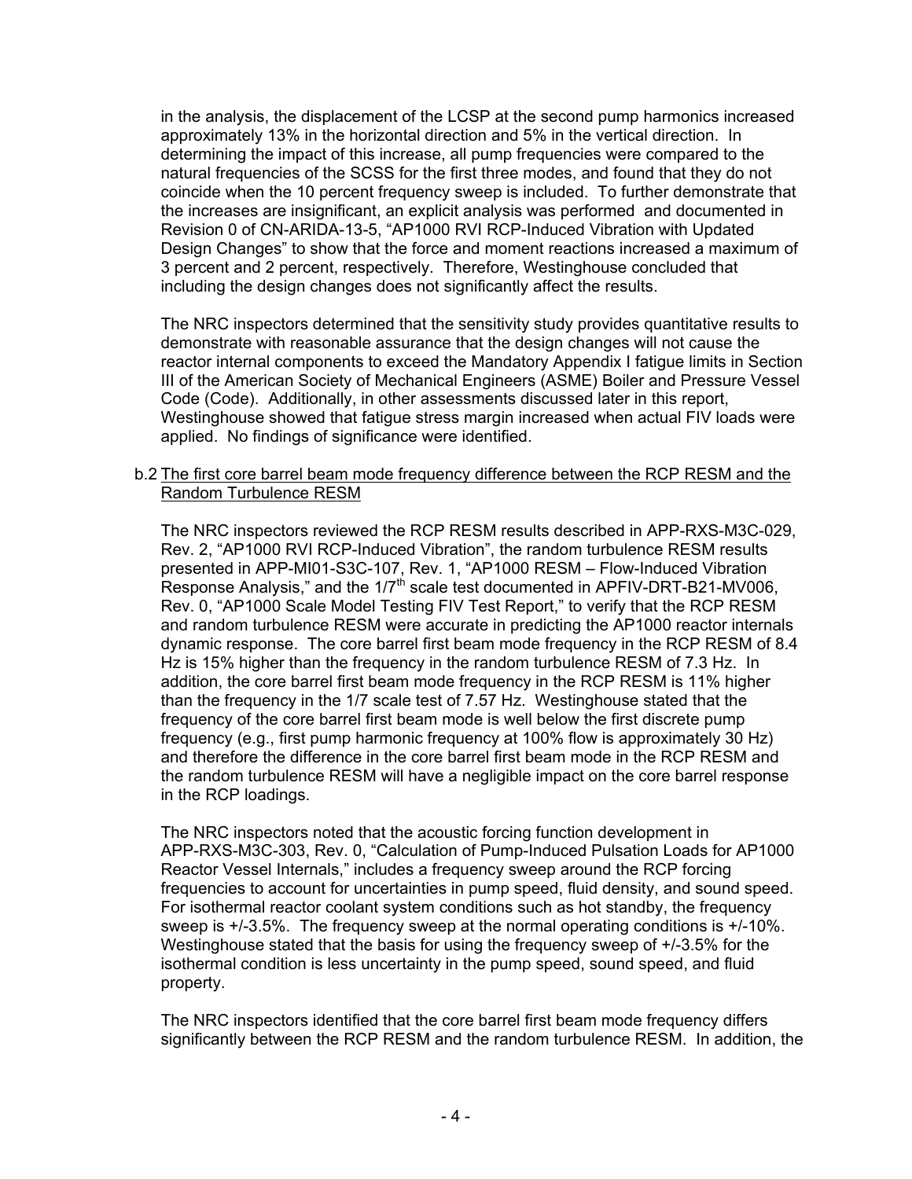in the analysis, the displacement of the LCSP at the second pump harmonics increased approximately 13% in the horizontal direction and 5% in the vertical direction. In determining the impact of this increase, all pump frequencies were compared to the natural frequencies of the SCSS for the first three modes, and found that they do not coincide when the 10 percent frequency sweep is included. To further demonstrate that the increases are insignificant, an explicit analysis was performed and documented in Revision 0 of CN-ARIDA-13-5, "AP1000 RVI RCP-Induced Vibration with Updated Design Changes" to show that the force and moment reactions increased a maximum of 3 percent and 2 percent, respectively. Therefore, Westinghouse concluded that including the design changes does not significantly affect the results.

The NRC inspectors determined that the sensitivity study provides quantitative results to demonstrate with reasonable assurance that the design changes will not cause the reactor internal components to exceed the Mandatory Appendix I fatigue limits in Section III of the American Society of Mechanical Engineers (ASME) Boiler and Pressure Vessel Code (Code). Additionally, in other assessments discussed later in this report, Westinghouse showed that fatigue stress margin increased when actual FIV loads were applied. No findings of significance were identified.

b.2 The first core barrel beam mode frequency difference between the RCP RESM and the Random Turbulence RESM

The NRC inspectors reviewed the RCP RESM results described in APP-RXS-M3C-029, Rev. 2, "AP1000 RVI RCP-Induced Vibration", the random turbulence RESM results presented in APP-MI01-S3C-107, Rev. 1, "AP1000 RESM – Flow-Induced Vibration Response Analysis," and the 1/7th scale test documented in APFIV-DRT-B21-MV006, Rev. 0, "AP1000 Scale Model Testing FIV Test Report," to verify that the RCP RESM and random turbulence RESM were accurate in predicting the AP1000 reactor internals dynamic response. The core barrel first beam mode frequency in the RCP RESM of 8.4 Hz is 15% higher than the frequency in the random turbulence RESM of 7.3 Hz. In addition, the core barrel first beam mode frequency in the RCP RESM is 11% higher than the frequency in the 1/7 scale test of 7.57 Hz. Westinghouse stated that the frequency of the core barrel first beam mode is well below the first discrete pump frequency (e.g., first pump harmonic frequency at 100% flow is approximately 30 Hz) and therefore the difference in the core barrel first beam mode in the RCP RESM and the random turbulence RESM will have a negligible impact on the core barrel response in the RCP loadings.

The NRC inspectors noted that the acoustic forcing function development in APP-RXS-M3C-303, Rev. 0, "Calculation of Pump-Induced Pulsation Loads for AP1000 Reactor Vessel Internals," includes a frequency sweep around the RCP forcing frequencies to account for uncertainties in pump speed, fluid density, and sound speed. For isothermal reactor coolant system conditions such as hot standby, the frequency sweep is +/-3.5%. The frequency sweep at the normal operating conditions is +/-10%. Westinghouse stated that the basis for using the frequency sweep of +/-3.5% for the isothermal condition is less uncertainty in the pump speed, sound speed, and fluid property.

The NRC inspectors identified that the core barrel first beam mode frequency differs significantly between the RCP RESM and the random turbulence RESM. In addition, the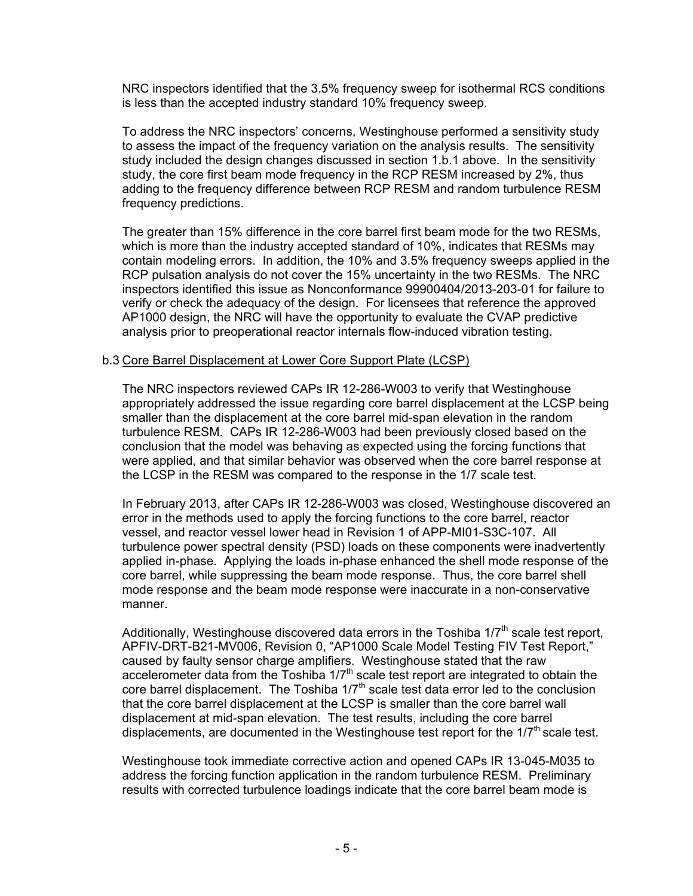NRC inspectors identified that the 3.5% frequency sweep for isothermal RCS conditions is less than the accepted industry standard 10% frequency sweep.

To address the NRC inspectors' concerns, Westinghouse performed a sensitivity study to assess the impact of the frequency variation on the analysis results. The sensitivity study included the design changes discussed in section 1.b.1 above. In the sensitivity study, the core first beam mode frequency in the RCP RESM increased by 2%, thus adding to the frequency difference between RCP RESM and random turbulence RESM frequency predictions.

The greater than 15% difference in the core barrel first beam mode for the two RESMs, which is more than the industry accepted standard of 10%, indicates that RESMs may contain modeling errors. In addition, the 10% and 3.5% frequency sweeps applied in the RCP pulsation analysis do not cover the 15% uncertainty in the two RESMs. The NRC inspectors identified this issue as Nonconformance 99900404/2013-203-01 for failure to verify or check the adequacy of the design. For licensees that reference the approved AP1000 design, the NRC will have the opportunity to evaluate the CVAP predictive analysis prior to preoperational reactor internals flow-induced vibration testing.

b.3 Core Barrel Displacement at Lower Core Support Plate (LCSP)

The NRC inspectors reviewed CAPs IR 12-286-W003 to verify that Westinghouse appropriately addressed the issue regarding core barrel displacement at the LCSP being smaller than the displacement at the core barrel mid-span elevation in the random turbulence RESM. CAPs IR 12-286-W003 had been previously closed based on the conclusion that the model was behaving as expected using the forcing functions that were applied, and that similar behavior was observed when the core barrel response at the LCSP in the RESM was compared to the response in the 1/7 scale test.

In February 2013, after CAPs IR 12-286-W003 was closed, Westinghouse discovered an error in the methods used to apply the forcing functions to the core barrel, reactor vessel, and reactor vessel lower head in Revision 1 of APP-MI01-S3C-107. All turbulence power spectral density (PSD) loads on these components were inadvertently applied in-phase. Applying the loads in-phase enhanced the shell mode response of the core barrel, while suppressing the beam mode response. Thus, the core barrel shell mode response and the beam mode response were inaccurate in a non-conservative manner.

Additionally, Westinghouse discovered data errors in the Toshiba 1/7th scale test report, APFIV-DRT-B21-MV006, Revision 0, "AP1000 Scale Model Testing FIV Test Report," caused by faulty sensor charge amplifiers. Westinghouse stated that the raw accelerometer data from the Toshiba 1/7th scale test report are integrated to obtain the core barrel displacement. The Toshiba 1/7th scale test data error led to the conclusion that the core barrel displacement at the LCSP is smaller than the core barrel wall displacement at mid-span elevation. The test results, including the core barrel displacements, are documented in the Westinghouse test report for the 1/7th scale test.

Westinghouse took immediate corrective action and opened CAPs IR 13-045-M035 to address the forcing function application in the random turbulence RESM. Preliminary results with corrected turbulence loadings indicate that the core barrel beam mode is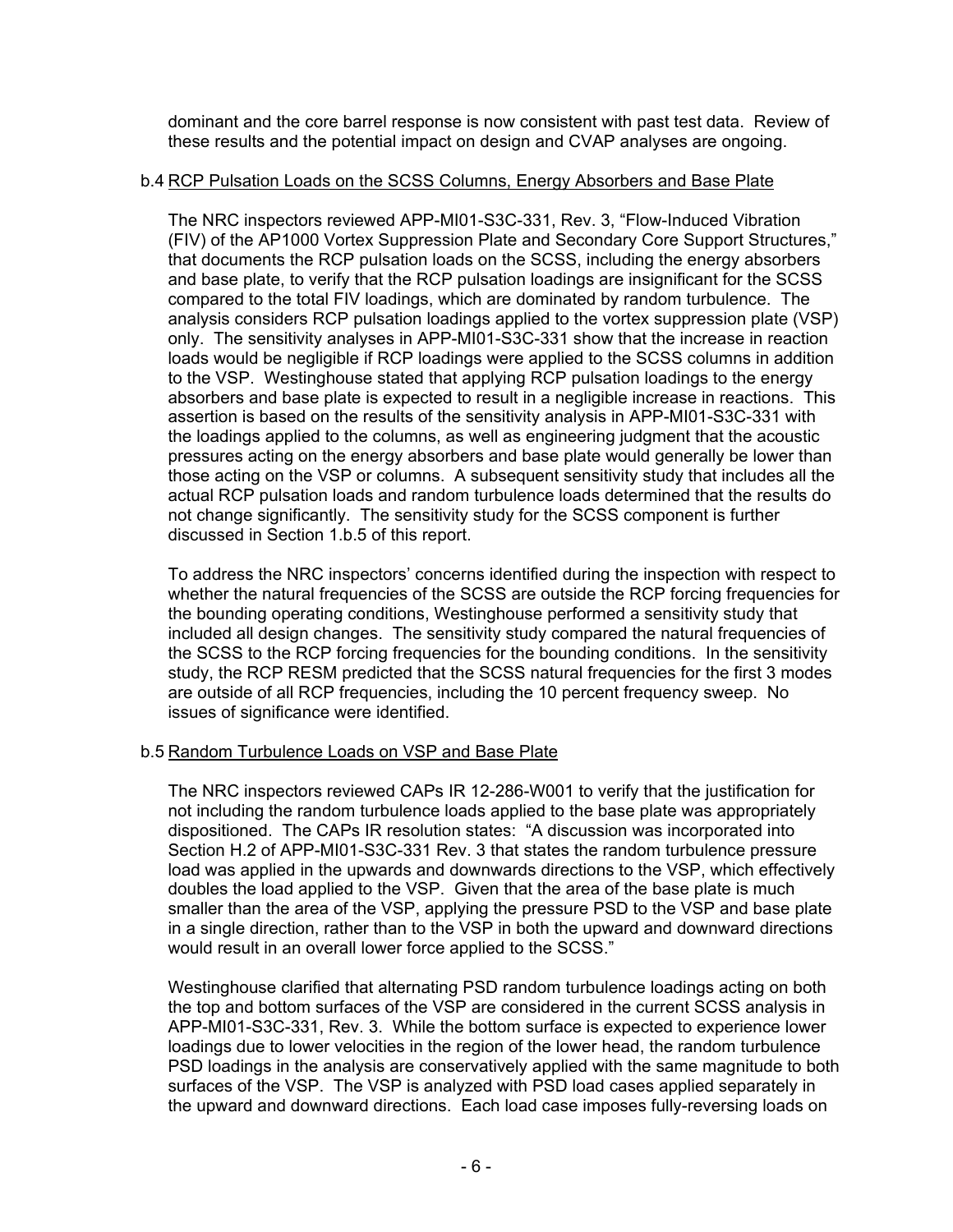dominant and the core barrel response is now consistent with past test data. Review of these results and the potential impact on design and CVAP analyses are ongoing.

b.4 RCP Pulsation Loads on the SCSS Columns, Energy Absorbers and Base Plate

The NRC inspectors reviewed APP-MI01-S3C-331, Rev. 3, "Flow-Induced Vibration (FIV) of the AP1000 Vortex Suppression Plate and Secondary Core Support Structures," that documents the RCP pulsation loads on the SCSS, including the energy absorbers and base plate, to verify that the RCP pulsation loadings are insignificant for the SCSS compared to the total FIV loadings, which are dominated by random turbulence. The analysis considers RCP pulsation loadings applied to the vortex suppression plate (VSP) only. The sensitivity analyses in APP-MI01-S3C-331 show that the increase in reaction loads would be negligible if RCP loadings were applied to the SCSS columns in addition to the VSP. Westinghouse stated that applying RCP pulsation loadings to the energy absorbers and base plate is expected to result in a negligible increase in reactions. This assertion is based on the results of the sensitivity analysis in APP-MI01-S3C-331 with the loadings applied to the columns, as well as engineering judgment that the acoustic pressures acting on the energy absorbers and base plate would generally be lower than those acting on the VSP or columns. A subsequent sensitivity study that includes all the actual RCP pulsation loads and random turbulence loads determined that the results do not change significantly. The sensitivity study for the SCSS component is further discussed in Section 1.b.5 of this report.

To address the NRC inspectors' concerns identified during the inspection with respect to whether the natural frequencies of the SCSS are outside the RCP forcing frequencies for the bounding operating conditions, Westinghouse performed a sensitivity study that included all design changes. The sensitivity study compared the natural frequencies of the SCSS to the RCP forcing frequencies for the bounding conditions. In the sensitivity study, the RCP RESM predicted that the SCSS natural frequencies for the first 3 modes are outside of all RCP frequencies, including the 10 percent frequency sweep. No issues of significance were identified.

b.5 Random Turbulence Loads on VSP and Base Plate

The NRC inspectors reviewed CAPs IR 12-286-W001 to verify that the justification for not including the random turbulence loads applied to the base plate was appropriately dispositioned. The CAPs IR resolution states: "A discussion was incorporated into Section H.2 of APP-MI01-S3C-331 Rev. 3 that states the random turbulence pressure load was applied in the upwards and downwards directions to the VSP, which effectively doubles the load applied to the VSP. Given that the area of the base plate is much smaller than the area of the VSP, applying the pressure PSD to the VSP and base plate in a single direction, rather than to the VSP in both the upward and downward directions would result in an overall lower force applied to the SCSS."

Westinghouse clarified that alternating PSD random turbulence loadings acting on both the top and bottom surfaces of the VSP are considered in the current SCSS analysis in APP-MI01-S3C-331, Rev. 3. While the bottom surface is expected to experience lower loadings due to lower velocities in the region of the lower head, the random turbulence PSD loadings in the analysis are conservatively applied with the same magnitude to both surfaces of the VSP. The VSP is analyzed with PSD load cases applied separately in the upward and downward directions. Each load case imposes fully-reversing loads on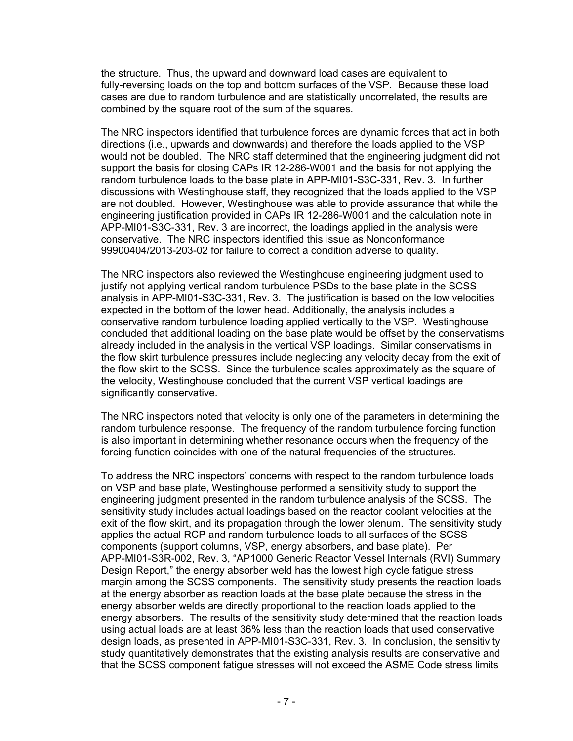the structure. Thus, the upward and downward load cases are equivalent to fully-reversing loads on the top and bottom surfaces of the VSP. Because these load cases are due to random turbulence and are statistically uncorrelated, the results are combined by the square root of the sum of the squares.

The NRC inspectors identified that turbulence forces are dynamic forces that act in both directions (i.e., upwards and downwards) and therefore the loads applied to the VSP would not be doubled. The NRC staff determined that the engineering judgment did not support the basis for closing CAPs IR 12-286-W001 and the basis for not applying the random turbulence loads to the base plate in APP-MI01-S3C-331, Rev. 3. In further discussions with Westinghouse staff, they recognized that the loads applied to the VSP are not doubled. However, Westinghouse was able to provide assurance that while the engineering justification provided in CAPs IR 12-286-W001 and the calculation note in APP-MI01-S3C-331, Rev. 3 are incorrect, the loadings applied in the analysis were conservative. The NRC inspectors identified this issue as Nonconformance 99900404/2013-203-02 for failure to correct a condition adverse to quality.

The NRC inspectors also reviewed the Westinghouse engineering judgment used to justify not applying vertical random turbulence PSDs to the base plate in the SCSS analysis in APP-MI01-S3C-331, Rev. 3. The justification is based on the low velocities expected in the bottom of the lower head. Additionally, the analysis includes a conservative random turbulence loading applied vertically to the VSP. Westinghouse concluded that additional loading on the base plate would be offset by the conservatisms already included in the analysis in the vertical VSP loadings. Similar conservatisms in the flow skirt turbulence pressures include neglecting any velocity decay from the exit of the flow skirt to the SCSS. Since the turbulence scales approximately as the square of the velocity, Westinghouse concluded that the current VSP vertical loadings are significantly conservative.

The NRC inspectors noted that velocity is only one of the parameters in determining the random turbulence response. The frequency of the random turbulence forcing function is also important in determining whether resonance occurs when the frequency of the forcing function coincides with one of the natural frequencies of the structures.

To address the NRC inspectors' concerns with respect to the random turbulence loads on VSP and base plate, Westinghouse performed a sensitivity study to support the engineering judgment presented in the random turbulence analysis of the SCSS. The sensitivity study includes actual loadings based on the reactor coolant velocities at the exit of the flow skirt, and its propagation through the lower plenum. The sensitivity study applies the actual RCP and random turbulence loads to all surfaces of the SCSS components (support columns, VSP, energy absorbers, and base plate). Per APP-MI01-S3R-002, Rev. 3, "AP1000 Generic Reactor Vessel Internals (RVI) Summary Design Report," the energy absorber weld has the lowest high cycle fatigue stress margin among the SCSS components. The sensitivity study presents the reaction loads at the energy absorber as reaction loads at the base plate because the stress in the energy absorber welds are directly proportional to the reaction loads applied to the energy absorbers. The results of the sensitivity study determined that the reaction loads using actual loads are at least 36% less than the reaction loads that used conservative design loads, as presented in APP-MI01-S3C-331, Rev. 3. In conclusion, the sensitivity study quantitatively demonstrates that the existing analysis results are conservative and that the SCSS component fatigue stresses will not exceed the ASME Code stress limits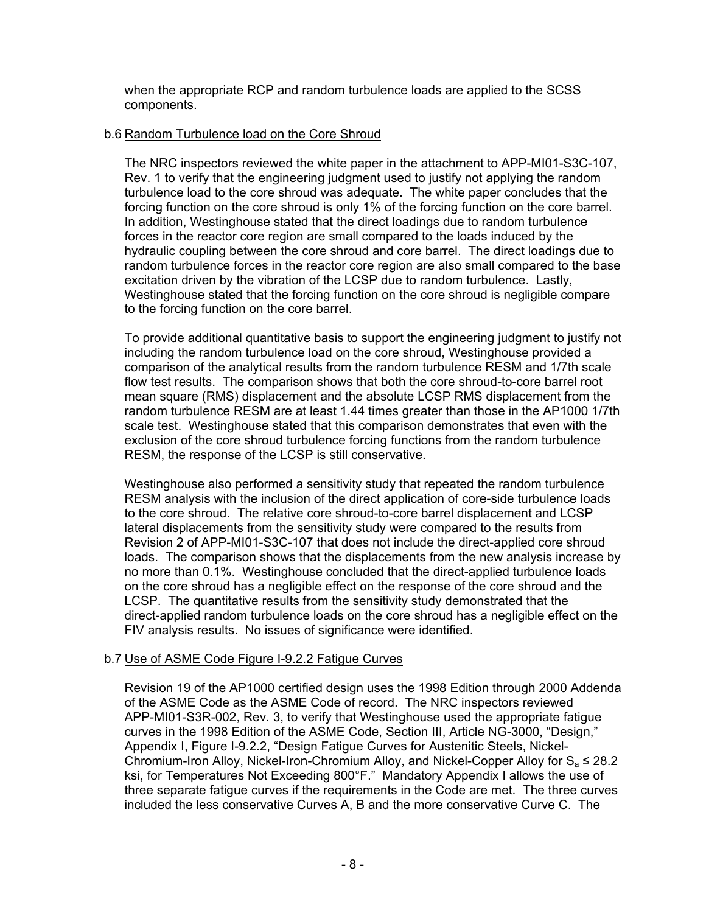when the appropriate RCP and random turbulence loads are applied to the SCSS components.

b.6 Random Turbulence load on the Core Shroud

The NRC inspectors reviewed the white paper in the attachment to APP-MI01-S3C-107, Rev. 1 to verify that the engineering judgment used to justify not applying the random turbulence load to the core shroud was adequate. The white paper concludes that the forcing function on the core shroud is only 1% of the forcing function on the core barrel. In addition, Westinghouse stated that the direct loadings due to random turbulence forces in the reactor core region are small compared to the loads induced by the hydraulic coupling between the core shroud and core barrel. The direct loadings due to random turbulence forces in the reactor core region are also small compared to the base excitation driven by the vibration of the LCSP due to random turbulence. Lastly, Westinghouse stated that the forcing function on the core shroud is negligible compare to the forcing function on the core barrel.

To provide additional quantitative basis to support the engineering judgment to justify not including the random turbulence load on the core shroud, Westinghouse provided a comparison of the analytical results from the random turbulence RESM and 1/7th scale flow test results. The comparison shows that both the core shroud-to-core barrel root mean square (RMS) displacement and the absolute LCSP RMS displacement from the random turbulence RESM are at least 1.44 times greater than those in the AP1000 1/7th scale test. Westinghouse stated that this comparison demonstrates that even with the exclusion of the core shroud turbulence forcing functions from the random turbulence RESM, the response of the LCSP is still conservative.

Westinghouse also performed a sensitivity study that repeated the random turbulence RESM analysis with the inclusion of the direct application of core-side turbulence loads to the core shroud. The relative core shroud-to-core barrel displacement and LCSP lateral displacements from the sensitivity study were compared to the results from Revision 2 of APP-MI01-S3C-107 that does not include the direct-applied core shroud loads. The comparison shows that the displacements from the new analysis increase by no more than 0.1%. Westinghouse concluded that the direct-applied turbulence loads on the core shroud has a negligible effect on the response of the core shroud and the LCSP. The quantitative results from the sensitivity study demonstrated that the direct-applied random turbulence loads on the core shroud has a negligible effect on the FIV analysis results. No issues of significance were identified.

b.7 Use of ASME Code Figure I-9.2.2 Fatigue Curves

Revision 19 of the AP1000 certified design uses the 1998 Edition through 2000 Addenda of the ASME Code as the ASME Code of record. The NRC inspectors reviewed APP-MI01-S3R-002, Rev. 3, to verify that Westinghouse used the appropriate fatigue curves in the 1998 Edition of the ASME Code, Section III, Article NG-3000, "Design," Appendix I, Figure I-9.2.2, "Design Fatigue Curves for Austenitic Steels, Nickel-Chromium-Iron Alloy, Nickel-Iron-Chromium Alloy, and Nickel-Copper Alloy for $S_a \leq 28.2$ ksi, for Temperatures Not Exceeding 800°F." Mandatory Appendix I allows the use of three separate fatigue curves if the requirements in the Code are met. The three curves included the less conservative Curves A, B and the more conservative Curve C. The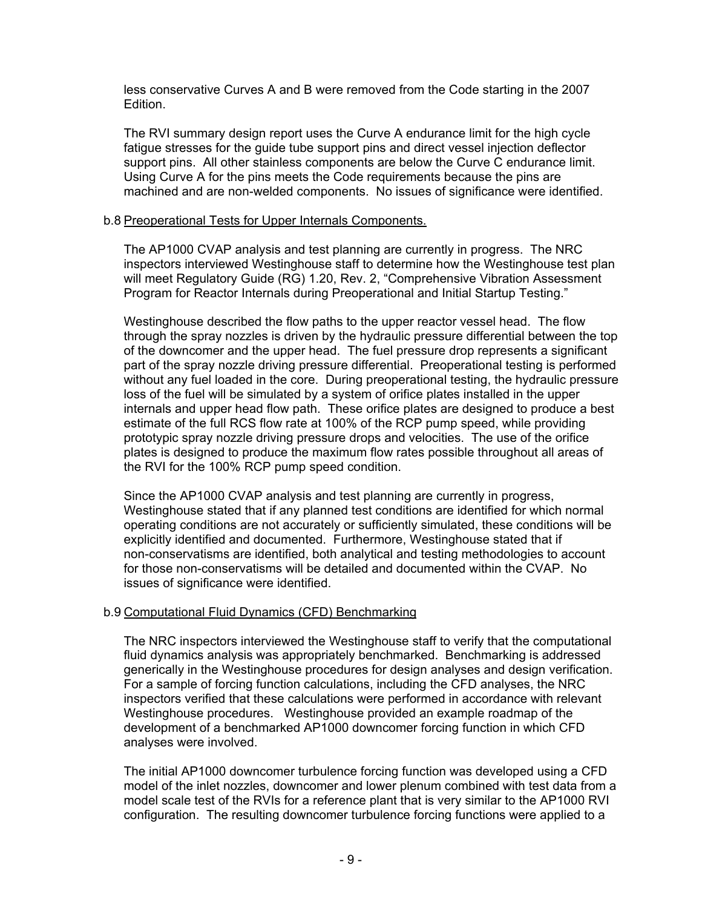less conservative Curves A and B were removed from the Code starting in the 2007 Edition.

The RVI summary design report uses the Curve A endurance limit for the high cycle fatigue stresses for the guide tube support pins and direct vessel injection deflector support pins. All other stainless components are below the Curve C endurance limit. Using Curve A for the pins meets the Code requirements because the pins are machined and are non-welded components. No issues of significance were identified.

b.8 Preoperational Tests for Upper Internals Components.

The AP1000 CVAP analysis and test planning are currently in progress. The NRC inspectors interviewed Westinghouse staff to determine how the Westinghouse test plan will meet Regulatory Guide (RG) 1.20, Rev. 2, "Comprehensive Vibration Assessment Program for Reactor Internals during Preoperational and Initial Startup Testing."

Westinghouse described the flow paths to the upper reactor vessel head. The flow through the spray nozzles is driven by the hydraulic pressure differential between the top of the downcomer and the upper head. The fuel pressure drop represents a significant part of the spray nozzle driving pressure differential. Preoperational testing is performed without any fuel loaded in the core. During preoperational testing, the hydraulic pressure loss of the fuel will be simulated by a system of orifice plates installed in the upper internals and upper head flow path. These orifice plates are designed to produce a best estimate of the full RCS flow rate at 100% of the RCP pump speed, while providing prototypic spray nozzle driving pressure drops and velocities. The use of the orifice plates is designed to produce the maximum flow rates possible throughout all areas of the RVI for the 100% RCP pump speed condition.

Since the AP1000 CVAP analysis and test planning are currently in progress, Westinghouse stated that if any planned test conditions are identified for which normal operating conditions are not accurately or sufficiently simulated, these conditions will be explicitly identified and documented. Furthermore, Westinghouse stated that if non-conservatisms are identified, both analytical and testing methodologies to account for those non-conservatisms will be detailed and documented within the CVAP. No issues of significance were identified.

b.9 Computational Fluid Dynamics (CFD) Benchmarking

The NRC inspectors interviewed the Westinghouse staff to verify that the computational fluid dynamics analysis was appropriately benchmarked. Benchmarking is addressed generically in the Westinghouse procedures for design analyses and design verification. For a sample of forcing function calculations, including the CFD analyses, the NRC inspectors verified that these calculations were performed in accordance with relevant Westinghouse procedures. Westinghouse provided an example roadmap of the development of a benchmarked AP1000 downcomer forcing function in which CFD analyses were involved.

The initial AP1000 downcomer turbulence forcing function was developed using a CFD model of the inlet nozzles, downcomer and lower plenum combined with test data from a model scale test of the RVIs for a reference plant that is very similar to the AP1000 RVI configuration. The resulting downcomer turbulence forcing functions were applied to a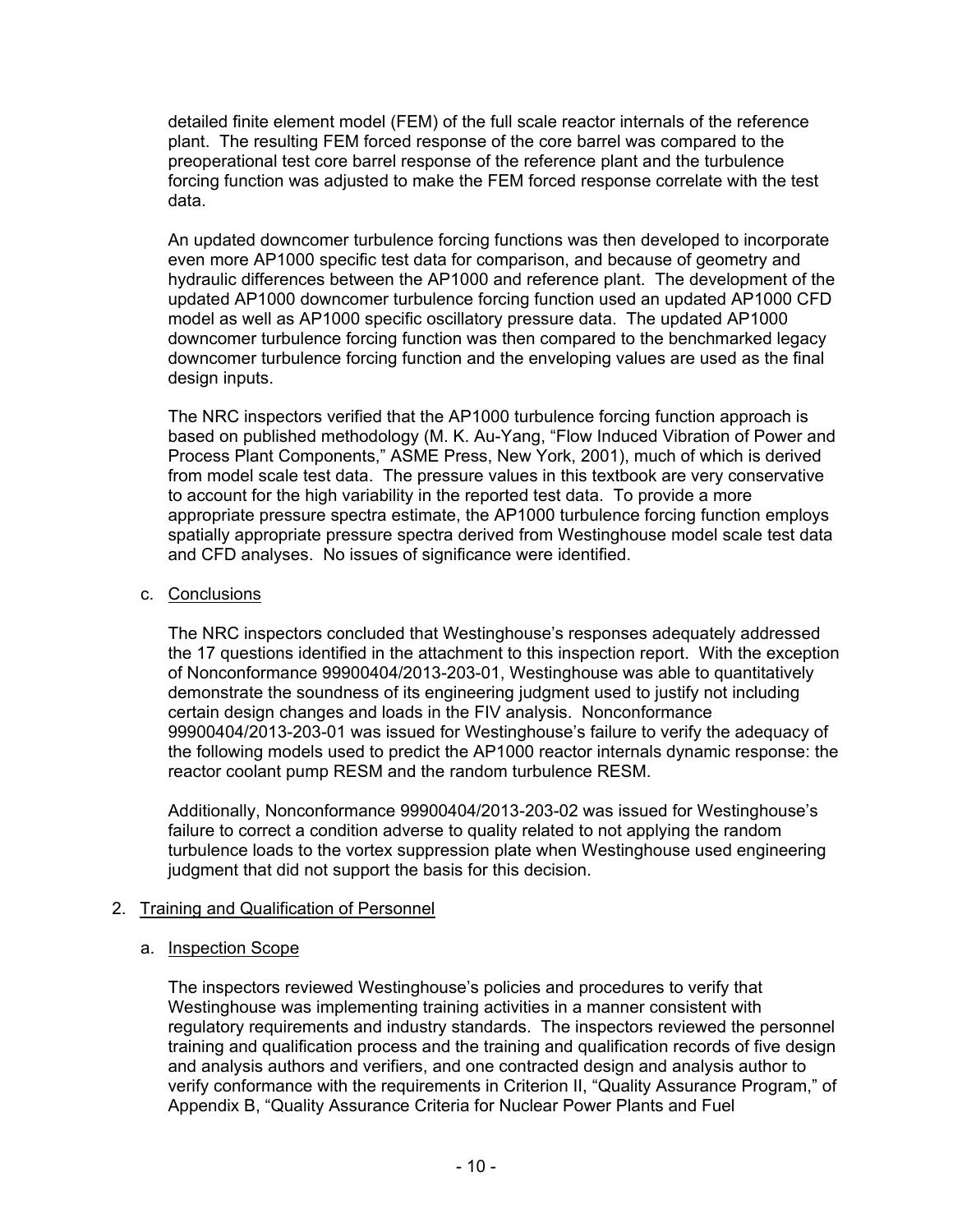detailed finite element model (FEM) of the full scale reactor internals of the reference plant. The resulting FEM forced response of the core barrel was compared to the preoperational test core barrel response of the reference plant and the turbulence forcing function was adjusted to make the FEM forced response correlate with the test data.

An updated downcomer turbulence forcing functions was then developed to incorporate even more AP1000 specific test data for comparison, and because of geometry and hydraulic differences between the AP1000 and reference plant. The development of the updated AP1000 downcomer turbulence forcing function used an updated AP1000 CFD model as well as AP1000 specific oscillatory pressure data. The updated AP1000 downcomer turbulence forcing function was then compared to the benchmarked legacy downcomer turbulence forcing function and the enveloping values are used as the final design inputs.

The NRC inspectors verified that the AP1000 turbulence forcing function approach is based on published methodology (M. K. Au-Yang, "Flow Induced Vibration of Power and Process Plant Components," ASME Press, New York, 2001), much of which is derived from model scale test data. The pressure values in this textbook are very conservative to account for the high variability in the reported test data. To provide a more appropriate pressure spectra estimate, the AP1000 turbulence forcing function employs spatially appropriate pressure spectra derived from Westinghouse model scale test data and CFD analyses. No issues of significance were identified.

c. Conclusions

The NRC inspectors concluded that Westinghouse's responses adequately addressed the 17 questions identified in the attachment to this inspection report. With the exception of Nonconformance 99900404/2013-203-01, Westinghouse was able to quantitatively demonstrate the soundness of its engineering judgment used to justify not including certain design changes and loads in the FIV analysis. Nonconformance 99900404/2013-203-01 was issued for Westinghouse's failure to verify the adequacy of the following models used to predict the AP1000 reactor internals dynamic response: the reactor coolant pump RESM and the random turbulence RESM.

Additionally, Nonconformance 99900404/2013-203-02 was issued for Westinghouse's failure to correct a condition adverse to quality related to not applying the random turbulence loads to the vortex suppression plate when Westinghouse used engineering judgment that did not support the basis for this decision.

## 2. Training and Qualification of Personnel

a. Inspection Scope

The inspectors reviewed Westinghouse's policies and procedures to verify that Westinghouse was implementing training activities in a manner consistent with regulatory requirements and industry standards. The inspectors reviewed the personnel training and qualification process and the training and qualification records of five design and analysis authors and verifiers, and one contracted design and analysis author to verify conformance with the requirements in Criterion II, "Quality Assurance Program," of Appendix B, "Quality Assurance Criteria for Nuclear Power Plants and Fuel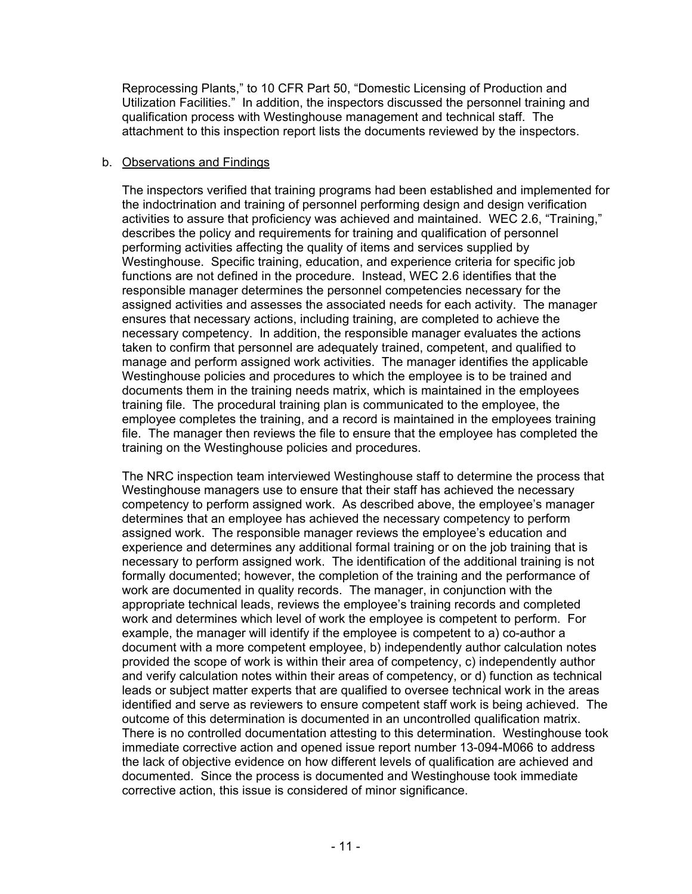Reprocessing Plants," to 10 CFR Part 50, "Domestic Licensing of Production and Utilization Facilities." In addition, the inspectors discussed the personnel training and qualification process with Westinghouse management and technical staff. The attachment to this inspection report lists the documents reviewed by the inspectors.

b. Observations and Findings

The inspectors verified that training programs had been established and implemented for the indoctrination and training of personnel performing design and design verification activities to assure that proficiency was achieved and maintained. WEC 2.6, "Training," describes the policy and requirements for training and qualification of personnel performing activities affecting the quality of items and services supplied by Westinghouse. Specific training, education, and experience criteria for specific job functions are not defined in the procedure. Instead, WEC 2.6 identifies that the responsible manager determines the personnel competencies necessary for the assigned activities and assesses the associated needs for each activity. The manager ensures that necessary actions, including training, are completed to achieve the necessary competency. In addition, the responsible manager evaluates the actions taken to confirm that personnel are adequately trained, competent, and qualified to manage and perform assigned work activities. The manager identifies the applicable Westinghouse policies and procedures to which the employee is to be trained and documents them in the training needs matrix, which is maintained in the employees training file. The procedural training plan is communicated to the employee, the employee completes the training, and a record is maintained in the employees training file. The manager then reviews the file to ensure that the employee has completed the training on the Westinghouse policies and procedures.

The NRC inspection team interviewed Westinghouse staff to determine the process that Westinghouse managers use to ensure that their staff has achieved the necessary competency to perform assigned work. As described above, the employee's manager determines that an employee has achieved the necessary competency to perform assigned work. The responsible manager reviews the employee's education and experience and determines any additional formal training or on the job training that is necessary to perform assigned work. The identification of the additional training is not formally documented; however, the completion of the training and the performance of work are documented in quality records. The manager, in conjunction with the appropriate technical leads, reviews the employee's training records and completed work and determines which level of work the employee is competent to perform. For example, the manager will identify if the employee is competent to a) co-author a document with a more competent employee, b) independently author calculation notes provided the scope of work is within their area of competency, c) independently author and verify calculation notes within their areas of competency, or d) function as technical leads or subject matter experts that are qualified to oversee technical work in the areas identified and serve as reviewers to ensure competent staff work is being achieved. The outcome of this determination is documented in an uncontrolled qualification matrix. There is no controlled documentation attesting to this determination. Westinghouse took immediate corrective action and opened issue report number 13-094-M066 to address the lack of objective evidence on how different levels of qualification are achieved and documented. Since the process is documented and Westinghouse took immediate corrective action, this issue is considered of minor significance.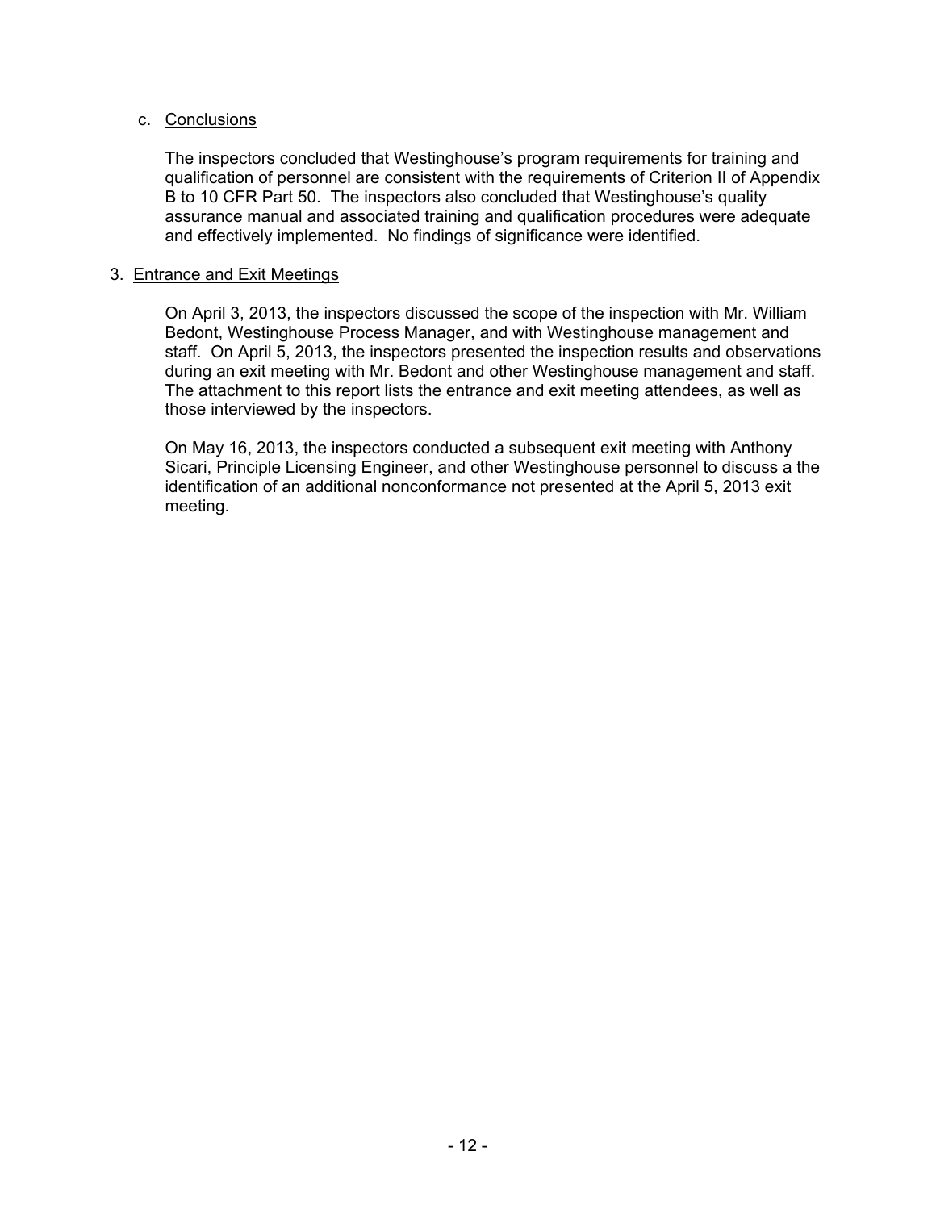c. Conclusions

The inspectors concluded that Westinghouse's program requirements for training and qualification of personnel are consistent with the requirements of Criterion II of Appendix B to 10 CFR Part 50. The inspectors also concluded that Westinghouse's quality assurance manual and associated training and qualification procedures were adequate and effectively implemented. No findings of significance were identified.

3. Entrance and Exit Meetings

On April 3, 2013, the inspectors discussed the scope of the inspection with Mr. William Bedont, Westinghouse Process Manager, and with Westinghouse management and staff. On April 5, 2013, the inspectors presented the inspection results and observations during an exit meeting with Mr. Bedont and other Westinghouse management and staff. The attachment to this report lists the entrance and exit meeting attendees, as well as those interviewed by the inspectors.

On May 16, 2013, the inspectors conducted a subsequent exit meeting with Anthony Sicari, Principle Licensing Engineer, and other Westinghouse personnel to discuss a the identification of an additional nonconformance not presented at the April 5, 2013 exit meeting.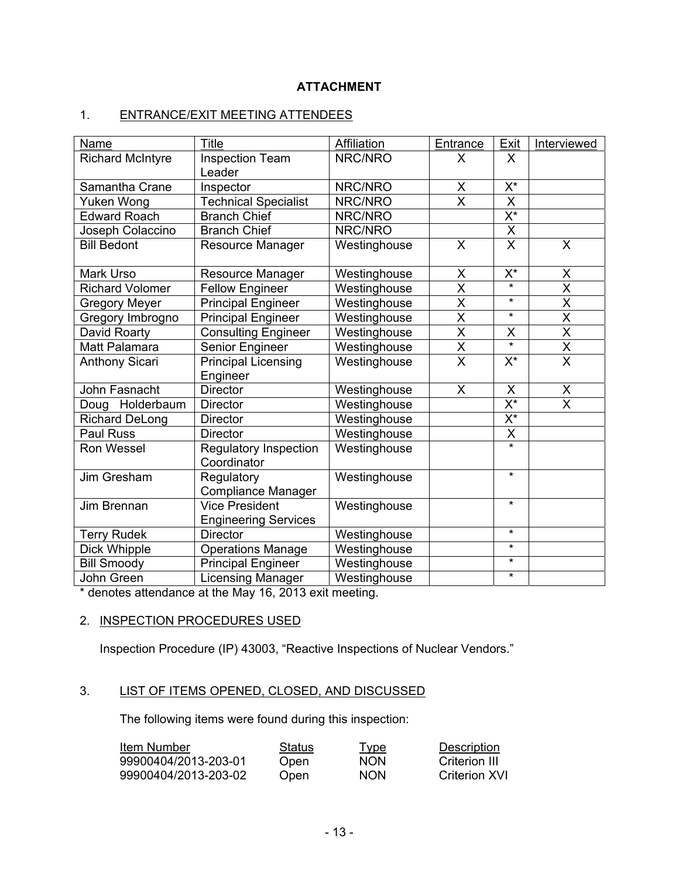**ATTACHMENT**

1. ENTRANCE/EXIT MEETING ATTENDEES

| Name | Title | Affiliation | Entrance | Exit | Interviewed |
|---|---|---|---|---|---|
| Richard McIntyre | Inspection Team Leader | NRC/NRO | X | X | |
| Samantha Crane | Inspector | NRC/NRO | X | X* | |
| Yuken Wong | Technical Specialist | NRC/NRO | X | X | |
| Edward Roach | Branch Chief | NRC/NRO | | X* | |
| Joseph Colaccino | Branch Chief | NRC/NRO | | X | |
| Bill Bedont | Resource Manager | Westinghouse | X | X | X |
| Mark Urso | Resource Manager | Westinghouse | X | X* | X |
| Richard Volomer | Fellow Engineer | Westinghouse | X | * | X |
| Gregory Meyer | Principal Engineer | Westinghouse | X | * | X |
| Gregory Imbrogno | Principal Engineer | Westinghouse | X | * | X |
| David Roarty | Consulting Engineer | Westinghouse | X | X | X |
| Matt Palamara | Senior Engineer | Westinghouse | X | * | X |
| Anthony Sicari | Principal Licensing Engineer | Westinghouse | X | X* | X |
| John Fasnacht | Director | Westinghouse | X | X | X |
| Doug Holderbaum | Director | Westinghouse | | X* | X |
| Richard DeLong | Director | Westinghouse | | X* | |
| Paul Russ | Director | Westinghouse | | X | |
| Ron Wessel | Regulatory Inspection Coordinator | Westinghouse | | * | |
| Jim Gresham | Regulatory Compliance Manager | Westinghouse | | * | |
| Jim Brennan | Vice President Engineering Services | Westinghouse | | * | |
| Terry Rudek | Director | Westinghouse | | * | |
| Dick Whipple | Operations Manage | Westinghouse | | * | |
| Bill Smoody | Principal Engineer | Westinghouse | | * | |
| John Green | Licensing Manager | Westinghouse | | * | |

* denotes attendance at the May 16, 2013 exit meeting.

2. INSPECTION PROCEDURES USED

Inspection Procedure (IP) 43003, "Reactive Inspections of Nuclear Vendors."

3. LIST OF ITEMS OPENED, CLOSED, AND DISCUSSED

The following items were found during this inspection:

| Item Number | Status | Type | Description |
|---|---|---|---|
| 99900404/2013-203-01 | Open | NON | Criterion III |
| 99900404/2013-203-02 | Open | NON | Criterion XVI |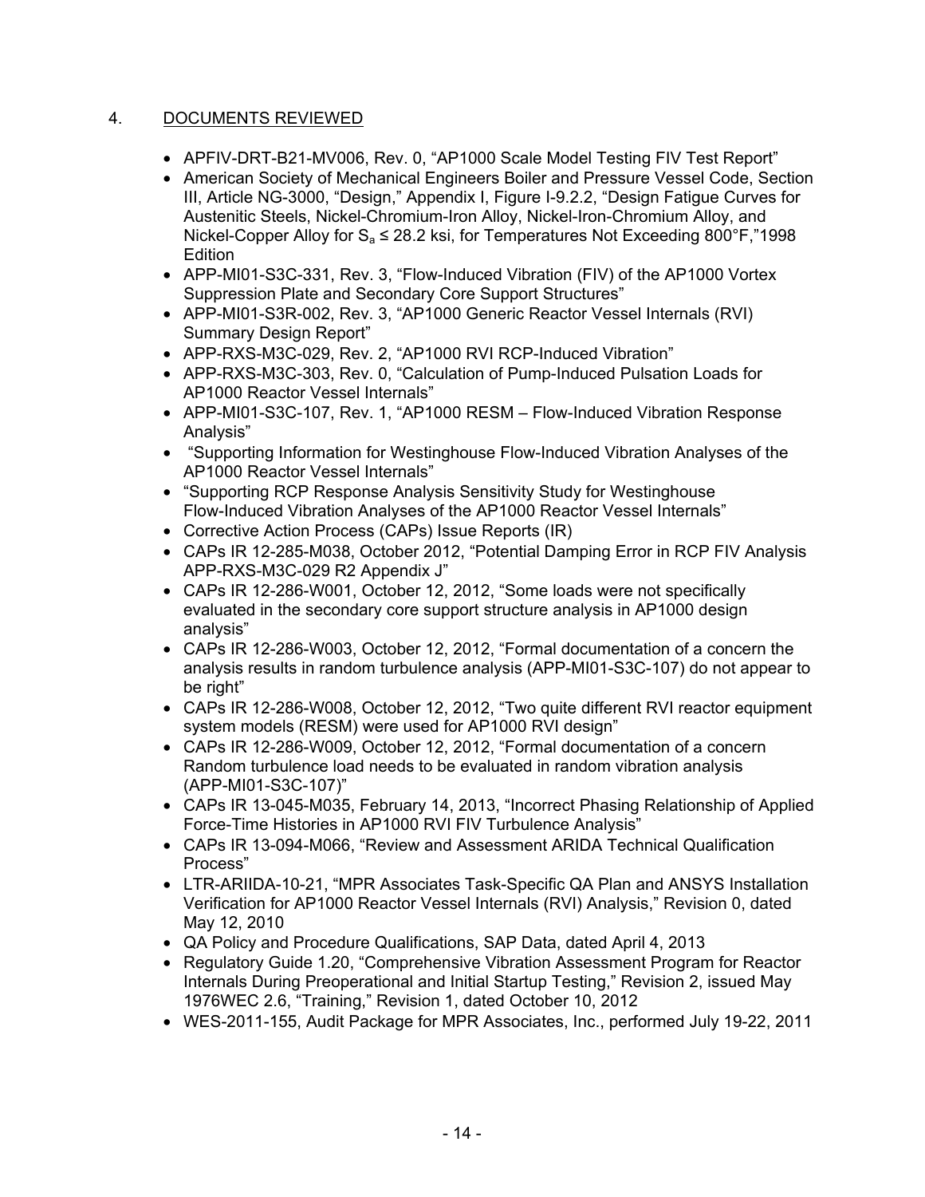## 4. DOCUMENTS REVIEWED

- APFIV-DRT-B21-MV006, Rev. 0, "AP1000 Scale Model Testing FIV Test Report"
- American Society of Mechanical Engineers Boiler and Pressure Vessel Code, Section III, Article NG-3000, "Design," Appendix I, Figure I-9.2.2, "Design Fatigue Curves for Austenitic Steels, Nickel-Chromium-Iron Alloy, Nickel-Iron-Chromium Alloy, and Nickel-Copper Alloy for $S_a \leq 28.2$ ksi, for Temperatures Not Exceeding 800°F,"1998 Edition
- APP-MI01-S3C-331, Rev. 3, "Flow-Induced Vibration (FIV) of the AP1000 Vortex Suppression Plate and Secondary Core Support Structures"
- APP-MI01-S3R-002, Rev. 3, "AP1000 Generic Reactor Vessel Internals (RVI) Summary Design Report"
- APP-RXS-M3C-029, Rev. 2, "AP1000 RVI RCP-Induced Vibration"
- APP-RXS-M3C-303, Rev. 0, "Calculation of Pump-Induced Pulsation Loads for AP1000 Reactor Vessel Internals"
- APP-MI01-S3C-107, Rev. 1, "AP1000 RESM – Flow-Induced Vibration Response Analysis"
- "Supporting Information for Westinghouse Flow-Induced Vibration Analyses of the AP1000 Reactor Vessel Internals"
- "Supporting RCP Response Analysis Sensitivity Study for Westinghouse Flow-Induced Vibration Analyses of the AP1000 Reactor Vessel Internals"
- Corrective Action Process (CAPs) Issue Reports (IR)
- CAPs IR 12-285-M038, October 2012, "Potential Damping Error in RCP FIV Analysis APP-RXS-M3C-029 R2 Appendix J"
- CAPs IR 12-286-W001, October 12, 2012, "Some loads were not specifically evaluated in the secondary core support structure analysis in AP1000 design analysis"
- CAPs IR 12-286-W003, October 12, 2012, "Formal documentation of a concern the analysis results in random turbulence analysis (APP-MI01-S3C-107) do not appear to be right"
- CAPs IR 12-286-W008, October 12, 2012, "Two quite different RVI reactor equipment system models (RESM) were used for AP1000 RVI design"
- CAPs IR 12-286-W009, October 12, 2012, "Formal documentation of a concern Random turbulence load needs to be evaluated in random vibration analysis (APP-MI01-S3C-107)"
- CAPs IR 13-045-M035, February 14, 2013, "Incorrect Phasing Relationship of Applied Force-Time Histories in AP1000 RVI FIV Turbulence Analysis"
- CAPs IR 13-094-M066, "Review and Assessment ARIDA Technical Qualification Process"
- LTR-ARIIDA-10-21, "MPR Associates Task-Specific QA Plan and ANSYS Installation Verification for AP1000 Reactor Vessel Internals (RVI) Analysis," Revision 0, dated May 12, 2010
- QA Policy and Procedure Qualifications, SAP Data, dated April 4, 2013
- Regulatory Guide 1.20, "Comprehensive Vibration Assessment Program for Reactor Internals During Preoperational and Initial Startup Testing," Revision 2, issued May 1976WEC 2.6, "Training," Revision 1, dated October 10, 2012
- WES-2011-155, Audit Package for MPR Associates, Inc., performed July 19-22, 2011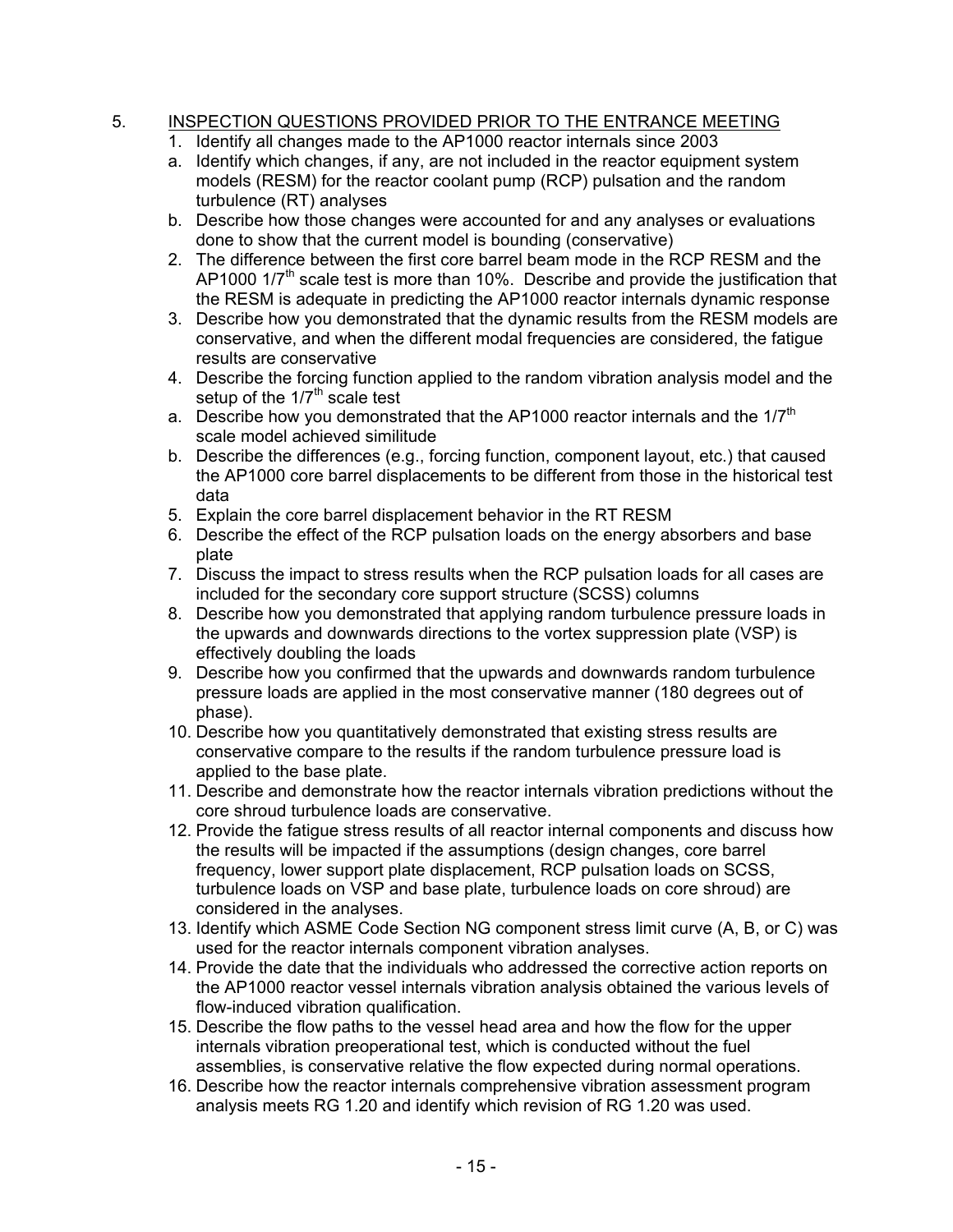5. INSPECTION QUESTIONS PROVIDED PRIOR TO THE ENTRANCE MEETING

1. Identify all changes made to the AP1000 reactor internals since 2003
   a. Identify which changes, if any, are not included in the reactor equipment system models (RESM) for the reactor coolant pump (RCP) pulsation and the random turbulence (RT) analyses
   b. Describe how those changes were accounted for and any analyses or evaluations done to show that the current model is bounding (conservative)
2. The difference between the first core barrel beam mode in the RCP RESM and the AP1000 1/7$^{th}$ scale test is more than 10%. Describe and provide the justification that the RESM is adequate in predicting the AP1000 reactor internals dynamic response
3. Describe how you demonstrated that the dynamic results from the RESM models are conservative, and when the different modal frequencies are considered, the fatigue results are conservative
4. Describe the forcing function applied to the random vibration analysis model and the setup of the 1/7$^{th}$ scale test
   a. Describe how you demonstrated that the AP1000 reactor internals and the 1/7$^{th}$ scale model achieved similitude
   b. Describe the differences (e.g., forcing function, component layout, etc.) that caused the AP1000 core barrel displacements to be different from those in the historical test data
5. Explain the core barrel displacement behavior in the RT RESM
6. Describe the effect of the RCP pulsation loads on the energy absorbers and base plate
7. Discuss the impact to stress results when the RCP pulsation loads for all cases are included for the secondary core support structure (SCSS) columns
8. Describe how you demonstrated that applying random turbulence pressure loads in the upwards and downwards directions to the vortex suppression plate (VSP) is effectively doubling the loads
9. Describe how you confirmed that the upwards and downwards random turbulence pressure loads are applied in the most conservative manner (180 degrees out of phase).
10. Describe how you quantitatively demonstrated that existing stress results are conservative compare to the results if the random turbulence pressure load is applied to the base plate.
11. Describe and demonstrate how the reactor internals vibration predictions without the core shroud turbulence loads are conservative.
12. Provide the fatigue stress results of all reactor internal components and discuss how the results will be impacted if the assumptions (design changes, core barrel frequency, lower support plate displacement, RCP pulsation loads on SCSS, turbulence loads on VSP and base plate, turbulence loads on core shroud) are considered in the analyses.
13. Identify which ASME Code Section NG component stress limit curve (A, B, or C) was used for the reactor internals component vibration analyses.
14. Provide the date that the individuals who addressed the corrective action reports on the AP1000 reactor vessel internals vibration analysis obtained the various levels of flow-induced vibration qualification.
15. Describe the flow paths to the vessel head area and how the flow for the upper internals vibration preoperational test, which is conducted without the fuel assemblies, is conservative relative the flow expected during normal operations.
16. Describe how the reactor internals comprehensive vibration assessment program analysis meets RG 1.20 and identify which revision of RG 1.20 was used.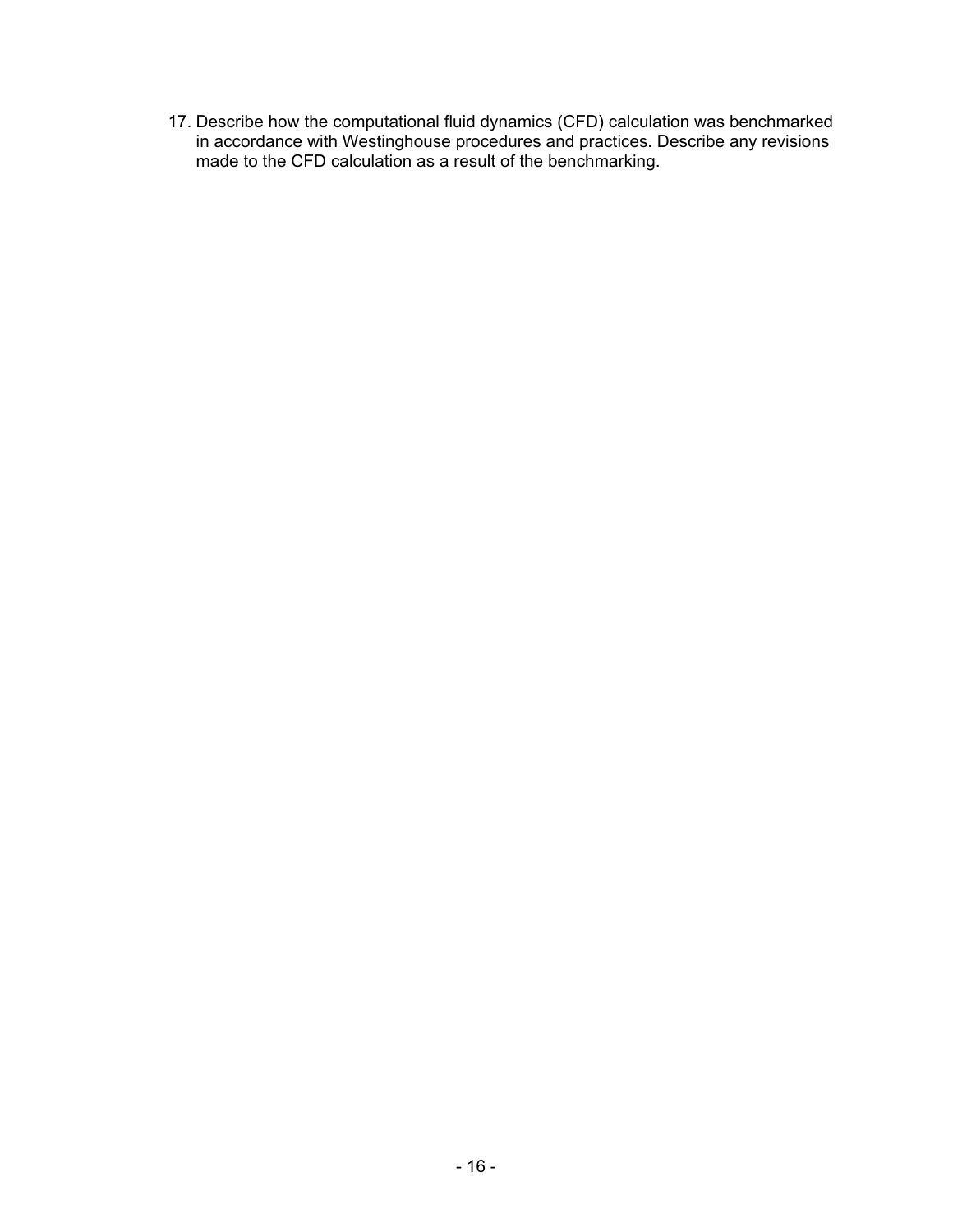17. Describe how the computational fluid dynamics (CFD) calculation was benchmarked in accordance with Westinghouse procedures and practices. Describe any revisions made to the CFD calculation as a result of the benchmarking.